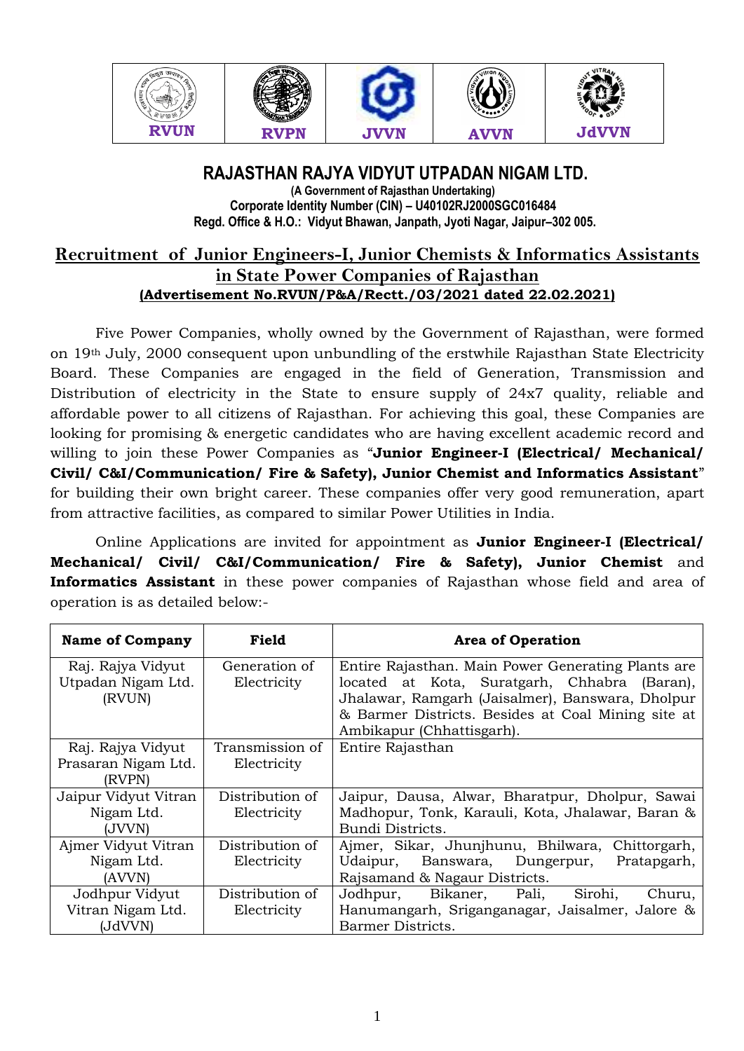| RVUN | RVPN | JVVN | AVVN | JdVVN |
|---|---|---|---|---|

# RAJASTHAN RAJYA VIDYUT UTPADAN NIGAM LTD.

**(A Government of Rajasthan Undertaking)**
**Corporate Identity Number (CIN) – U40102RJ2000SGC016484**
**Regd. Office & H.O.: Vidyut Bhawan, Janpath, Jyoti Nagar, Jaipur–302 005.**

## Recruitment of Junior Engineers-I, Junior Chemists & Informatics Assistants in State Power Companies of Rajasthan

**(Advertisement No.RVUN/P&A/Rectt./03/2021 dated 22.02.2021)**

Five Power Companies, wholly owned by the Government of Rajasthan, were formed on 19th July, 2000 consequent upon unbundling of the erstwhile Rajasthan State Electricity Board. These Companies are engaged in the field of Generation, Transmission and Distribution of electricity in the State to ensure supply of 24x7 quality, reliable and affordable power to all citizens of Rajasthan. For achieving this goal, these Companies are looking for promising & energetic candidates who are having excellent academic record and willing to join these Power Companies as "**Junior Engineer-I (Electrical/ Mechanical/ Civil/ C&I/Communication/ Fire & Safety), Junior Chemist and Informatics Assistant**" for building their own bright career. These companies offer very good remuneration, apart from attractive facilities, as compared to similar Power Utilities in India.

Online Applications are invited for appointment as **Junior Engineer-I (Electrical/ Mechanical/ Civil/ C&I/Communication/ Fire & Safety), Junior Chemist** and **Informatics Assistant** in these power companies of Rajasthan whose field and area of operation is as detailed below:-

| Name of Company | Field | Area of Operation |
|---|---|---|
| Raj. Rajya Vidyut Utpadan Nigam Ltd. (RVUN) | Generation of Electricity | Entire Rajasthan. Main Power Generating Plants are located at Kota, Suratgarh, Chhabra (Baran), Jhalawar, Ramgarh (Jaisalmer), Banswara, Dholpur & Barmer Districts. Besides at Coal Mining site at Ambikapur (Chhattisgarh). |
| Raj. Rajya Vidyut Prasaran Nigam Ltd. (RVPN) | Transmission of Electricity | Entire Rajasthan |
| Jaipur Vidyut Vitran Nigam Ltd. (JVVN) | Distribution of Electricity | Jaipur, Dausa, Alwar, Bharatpur, Dholpur, Sawai Madhopur, Tonk, Karauli, Kota, Jhalawar, Baran & Bundi Districts. |
| Ajmer Vidyut Vitran Nigam Ltd. (AVVN) | Distribution of Electricity | Ajmer, Sikar, Jhunjhunu, Bhilwara, Chittorgarh, Udaipur, Banswara, Dungerpur, Pratapgarh, Rajsamand & Nagaur Districts. |
| Jodhpur Vidyut Vitran Nigam Ltd. (JdVVN) | Distribution of Electricity | Jodhpur, Bikaner, Pali, Sirohi, Churu, Hanumangarh, Sriganganagar, Jaisalmer, Jalore & Barmer Districts. |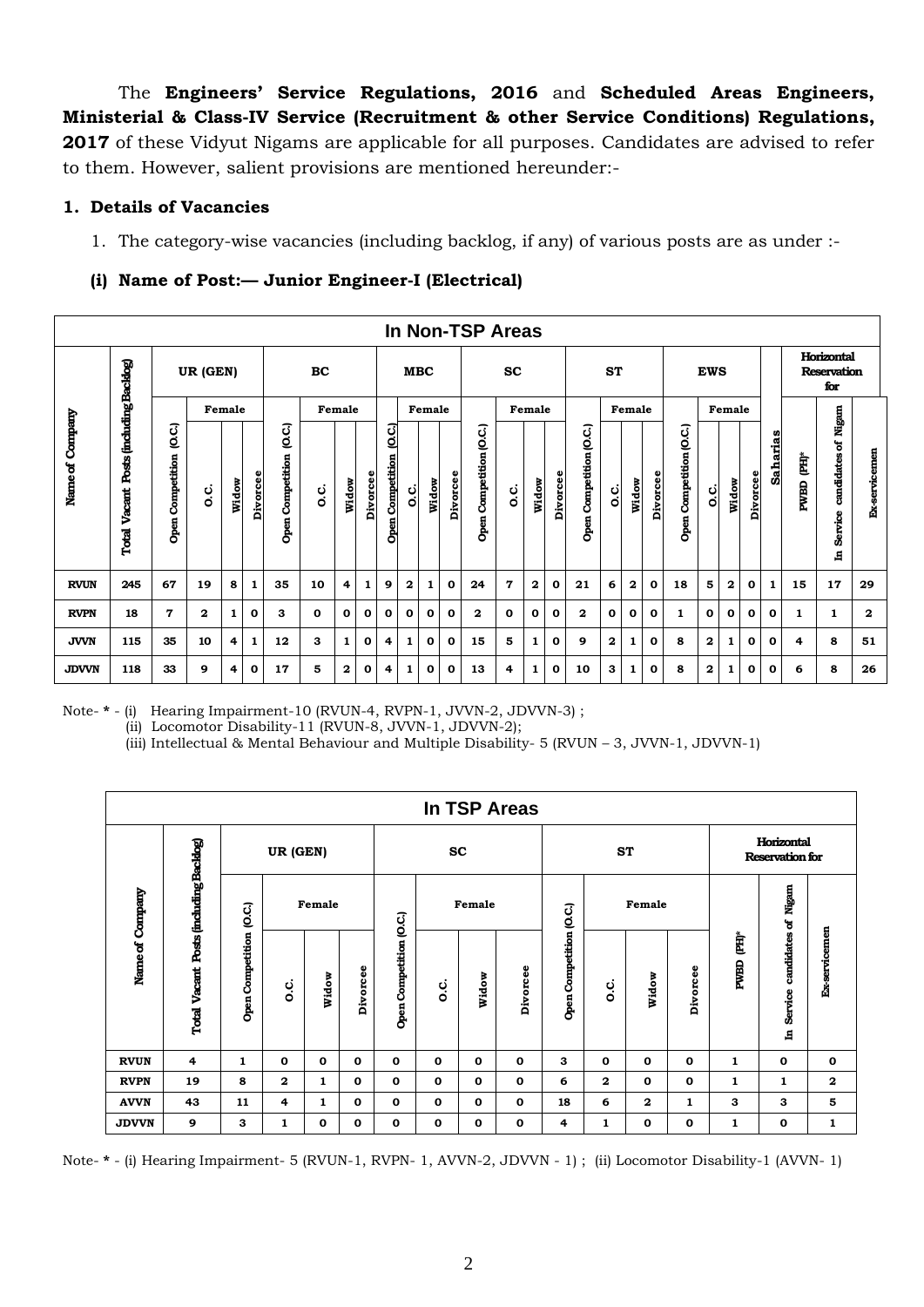The **Engineers' Service Regulations, 2016** and **Scheduled Areas Engineers, Ministerial & Class-IV Service (Recruitment & other Service Conditions) Regulations, 2017** of these Vidyut Nigams are applicable for all purposes. Candidates are advised to refer to them. However, salient provisions are mentioned hereunder:-

## 1. Details of Vacancies

1. The category-wise vacancies (including backlog, if any) of various posts are as under :-

### (i) Name of Post:— Junior Engineer-I (Electrical)

**In Non-TSP Areas**

| Name of Company | Total Vacant Posts (including Backlog) | UR (GEN) | | | | BC | | | | MBC | | | | SC | | | | ST | | | | EWS | | | | Saharias | Horizontal Reservation for | | |
|---|---|---|---|---|---|---|---|---|---|---|---|---|---|---|---|---|---|---|---|---|---|---|---|---|---|---|---|---|---|
| | | Open Competition (O.C.) | Female | | | Open Competition (O.C.) | Female | | | Open Competition (O.C.) | Female | | | Open Competition (O.C.) | Female | | | Open Competition (O.C.) | Female | | | Open Competition (O.C.) | Female | | | | PWBD (PH)* | In Service candidates of Nigam | Ex-servicemen |
| | | | O.C. | Widow | Divorcee | | O.C. | Widow | Divorcee | | O.C. | Widow | Divorcee | | O.C. | Widow | Divorcee | | O.C. | Widow | Divorcee | | O.C. | Widow | Divorcee | | | | |
| RVUN | 245 | 67 | 19 | 8 | 1 | 35 | 10 | 4 | 1 | 9 | 2 | 1 | 0 | 24 | 7 | 2 | 0 | 21 | 6 | 2 | 0 | 18 | 5 | 2 | 0 | 1 | 15 | 17 | 29 |
| RVPN | 18 | 7 | 2 | 1 | 0 | 3 | 0 | 0 | 0 | 0 | 0 | 0 | 0 | 2 | 0 | 0 | 0 | 2 | 0 | 0 | 0 | 1 | 0 | 0 | 0 | 0 | 1 | 1 | 2 |
| JVVN | 115 | 35 | 10 | 4 | 1 | 12 | 3 | 1 | 0 | 4 | 1 | 0 | 0 | 15 | 5 | 1 | 0 | 9 | 2 | 1 | 0 | 8 | 2 | 1 | 0 | 0 | 4 | 8 | 51 |
| JDVVN | 118 | 33 | 9 | 4 | 0 | 17 | 5 | 2 | 0 | 4 | 1 | 0 | 0 | 13 | 4 | 1 | 0 | 10 | 3 | 1 | 0 | 8 | 2 | 1 | 0 | 0 | 6 | 8 | 26 |

Note- * - (i) Hearing Impairment-10 (RVUN-4, RVPN-1, JVVN-2, JDVVN-3) ;
(ii) Locomotor Disability-11 (RVUN-8, JVVN-1, JDVVN-2);
(iii) Intellectual & Mental Behaviour and Multiple Disability- 5 (RVUN – 3, JVVN-1, JDVVN-1)

**In TSP Areas**

| Name of Company | Total Vacant Posts (including Backlog) | UR (GEN) | | | | SC | | | | ST | | | | Horizontal Reservation for | | |
|---|---|---|---|---|---|---|---|---|---|---|---|---|---|---|---|---|
| | | Open Competition (O.C.) | Female | | | Open Competition (O.C.) | Female | | | Open Competition (O.C.) | Female | | | PWBD (PH)* | In Service candidates of Nigam | Ex-servicemen |
| | | | O.C. | Widow | Divorcee | | O.C. | Widow | Divorcee | | O.C. | Widow | Divorcee | | | |
| RVUN | 4 | 1 | 0 | 0 | 0 | 0 | 0 | 0 | 0 | 3 | 0 | 0 | 0 | 1 | 0 | 0 |
| RVPN | 19 | 8 | 2 | 1 | 0 | 0 | 0 | 0 | 0 | 6 | 2 | 0 | 0 | 1 | 1 | 2 |
| AVVN | 43 | 11 | 4 | 1 | 0 | 0 | 0 | 0 | 0 | 18 | 6 | 2 | 1 | 3 | 3 | 5 |
| JDVVN | 9 | 3 | 1 | 0 | 0 | 0 | 0 | 0 | 0 | 4 | 1 | 0 | 0 | 1 | 0 | 1 |

Note- * - (i) Hearing Impairment- 5 (RVUN-1, RVPN- 1, AVVN-2, JDVVN - 1) ; (ii) Locomotor Disability-1 (AVVN- 1)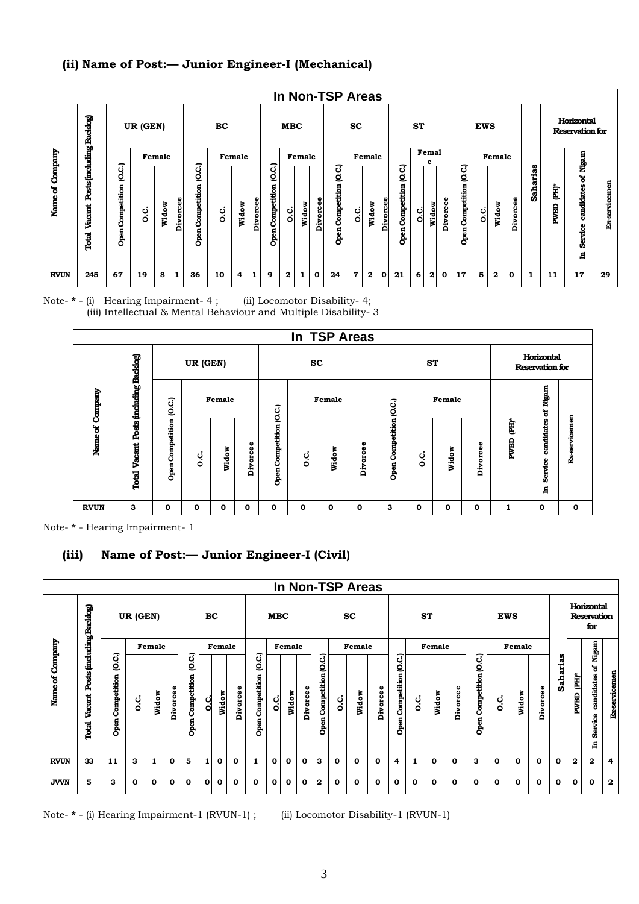### (ii) Name of Post:— Junior Engineer-I (Mechanical)

| In Non-TSP Areas | | | | | | | | | | | | | | | | | | | | | | | | | | | | | | | |
|---|---|---|---|---|---|---|---|---|---|---|---|---|---|---|---|---|---|---|---|---|---|---|---|---|---|---|---|---|---|---|---|
| Name of Company | Total Vacant Posts (including Backlog) | UR (GEN) | | | | BC | | | | MBC | | | | SC | | | | ST | | | | EWS | | | | Saharias | Horizontal Reservation for | | |
| | | Open Competition (O.C.) | Female | | | Open Competition (O.C.) | Female | | | Open Competition (O.C.) | Female | | | Open Competition (O.C.) | Female | | | Open Competition (O.C.) | Female | | | Open Competition (O.C.) | Female | | | | PWBD (PH)* | In Service candidates of Nigam | Ex-servicemen |
| | | | O.C. | Widow | Divorcee | | O.C. | Widow | Divorcee | | O.C. | Widow | Divorcee | | O.C. | Widow | Divorcee | | O.C. | Widow | Divorcee | | O.C. | Widow | Divorcee | | | | |
| RVUN | 245 | 67 | 19 | 8 | 1 | 36 | 10 | 4 | 1 | 9 | 2 | 1 | 0 | 24 | 7 | 2 | 0 | 21 | 6 | 2 | 0 | 17 | 5 | 2 | 0 | 1 | 11 | 17 | 29 |

Note- * - (i) Hearing Impairment- 4 ; (ii) Locomotor Disability- 4;
(iii) Intellectual & Mental Behaviour and Multiple Disability- 3

| In TSP Areas | | | | | | | | | | | | | | | |
|---|---|---|---|---|---|---|---|---|---|---|---|---|---|---|---|
| Name of Company | Total Vacant Posts (including Backlog) | UR (GEN) | | | | SC | | | | ST | | | | Horizontal Reservation for | | |
| | | Open Competition (O.C.) | Female | | | Open Competition (O.C.) | Female | | | Open Competition (O.C.) | Female | | | PWBD (PH)* | In Service candidates of Nigam | Ex-servicemen |
| | | | O.C. | Widow | Divorcee | | O.C. | Widow | Divorcee | | O.C. | Widow | Divorcee | | | |
| RVUN | 3 | 0 | 0 | 0 | 0 | 0 | 0 | 0 | 0 | 3 | 0 | 0 | 0 | 1 | 0 | 0 |

Note- * - Hearing Impairment- 1

### (iii) Name of Post:— Junior Engineer-I (Civil)

| In Non-TSP Areas | | | | | | | | | | | | | | | | | | | | | | | | | | | | | | | |
|---|---|---|---|---|---|---|---|---|---|---|---|---|---|---|---|---|---|---|---|---|---|---|---|---|---|---|---|---|---|---|---|
| Name of Company | Total Vacant Posts (including Backlog) | UR (GEN) | | | | BC | | | | MBC | | | | SC | | | | ST | | | | EWS | | | | Saharias | Horizontal Reservation for | | |
| | | Open Competition (O.C.) | Female | | | Open Competition (O.C.) | Female | | | Open Competition (O.C.) | Female | | | Open Competition (O.C.) | Female | | | Open Competition (O.C.) | Female | | | Open Competition (O.C.) | Female | | | | PWBD (PH)* | In Service candidates of Nigam | Ex-servicemen |
| | | | O.C. | Widow | Divorcee | | O.C. | Widow | Divorcee | | O.C. | Widow | Divorcee | | O.C. | Widow | Divorcee | | O.C. | Widow | Divorcee | | O.C. | Widow | Divorcee | | | | |
| RVUN | 33 | 11 | 3 | 1 | 0 | 5 | 1 | 0 | 0 | 1 | 0 | 0 | 0 | 3 | 0 | 0 | 0 | 4 | 1 | 0 | 0 | 3 | 0 | 0 | 0 | 0 | 2 | 2 | 4 |
| JVVN | 5 | 3 | 0 | 0 | 0 | 0 | 0 | 0 | 0 | 0 | 0 | 0 | 0 | 2 | 0 | 0 | 0 | 0 | 0 | 0 | 0 | 0 | 0 | 0 | 0 | 0 | 0 | 0 | 2 |

Note- * - (i) Hearing Impairment-1 (RVUN-1) ; (ii) Locomotor Disability-1 (RVUN-1)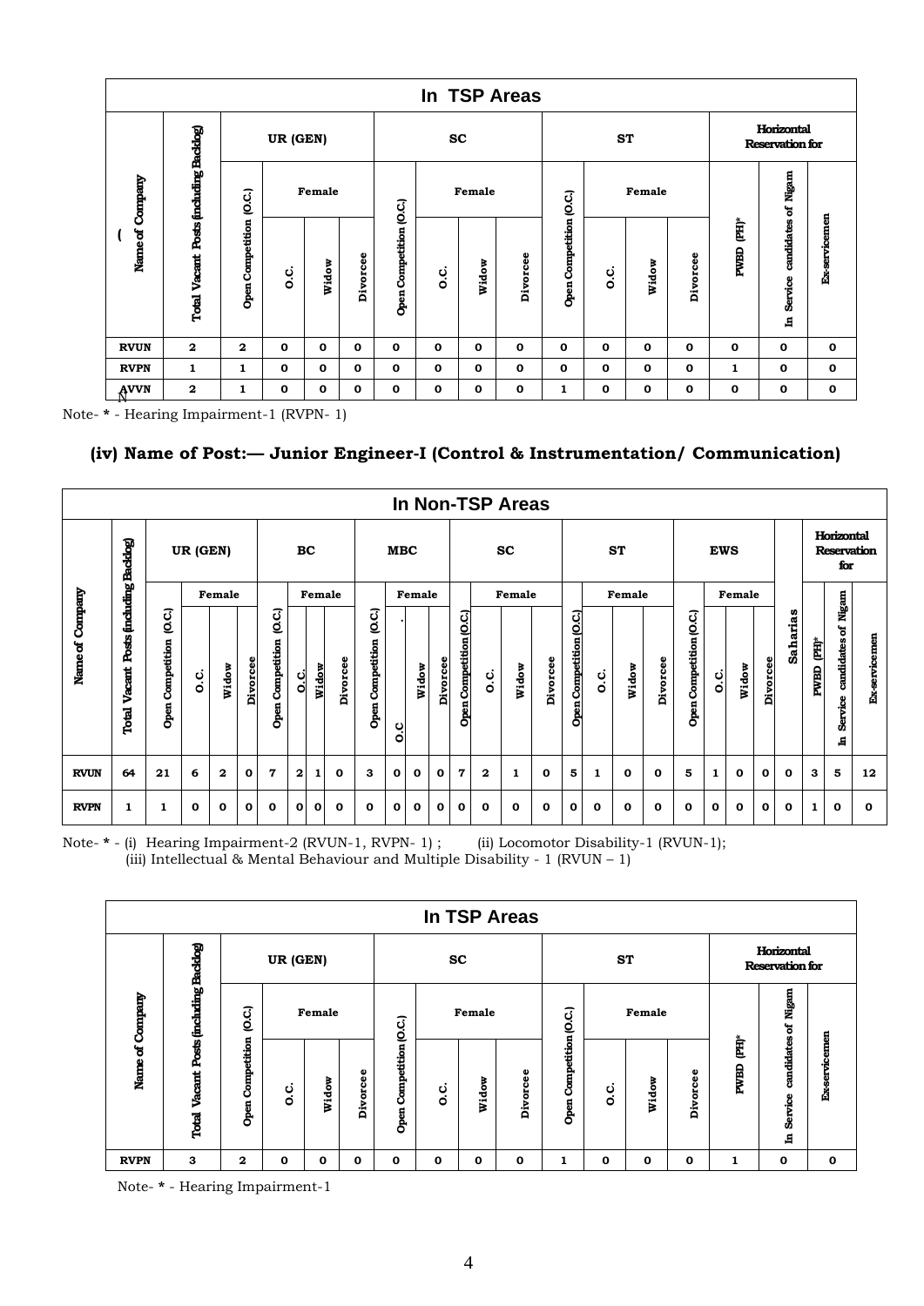| In TSP Areas | | | | | | | | | | | | | | | | |
|---|---|---|---|---|---|---|---|---|---|---|---|---|---|---|---|---|
| Name of Company | Total Vacant Posts (including Backlog) | UR (GEN) | | | | SC | | | | ST | | | | Horizontal Reservation for | | |
| | | Open Competition (O.C.) | Female | | | Open Competition (O.C.) | Female | | | Open Competition (O.C.) | Female | | | PWBD (PH)* | In Service candidates of Nigam | Ex-servicemen |
| | | | O.C. | Widow | Divorcee | | O.C. | Widow | Divorcee | | O.C. | Widow | Divorcee | | | |
| RVUN | 2 | 2 | 0 | 0 | 0 | 0 | 0 | 0 | 0 | 0 | 0 | 0 | 0 | 0 | 0 | 0 |
| RVPN | 1 | 1 | 0 | 0 | 0 | 0 | 0 | 0 | 0 | 0 | 0 | 0 | 0 | 1 | 0 | 0 |
| AVVN | 2 | 1 | 0 | 0 | 0 | 0 | 0 | 0 | 0 | 1 | 0 | 0 | 0 | 0 | 0 | 0 |

Note- * - Hearing Impairment-1 (RVPN- 1)

### (iv) Name of Post:— Junior Engineer-I (Control & Instrumentation/ Communication)

| In Non-TSP Areas | | | | | | | | | | | | | | | | | | | | | | | | | | | | | | | | |
|---|---|---|---|---|---|---|---|---|---|---|---|---|---|---|---|---|---|---|---|---|---|---|---|---|---|---|---|---|---|---|---|---|
| Name of Company | Total Vacant Posts (including Backlog) | UR (GEN) | | | | BC | | | | MBC | | | | SC | | | | ST | | | | EWS | | | | Saharias | Horizontal Reservation for | | |
| | | Open Competition (O.C.) | Female | | | Open Competition (O.C.) | Female | | | Open Competition (O.C.) | Female | | | Open Competition (O.C.) | Female | | | Open Competition (O.C.) | Female | | | Open Competition (O.C.) | Female | | | | PWBD (PH)* | In Service candidates of Nigam | Ex-servicemen |
| | | | O.C. | Widow | Divorcee | | O.C. | Widow | Divorcee | | O.C | Widow | Divorcee | | O.C. | Widow | Divorcee | | O.C. | Widow | Divorcee | | O.C. | Widow | Divorcee | | | | |
| RVUN | 64 | 21 | 6 | 2 | 0 | 7 | 2 | 1 | 0 | 3 | 0 | 0 | 0 | 7 | 2 | 1 | 0 | 5 | 1 | 0 | 0 | 5 | 1 | 0 | 0 | 0 | 3 | 5 | 12 |
| RVPN | 1 | 1 | 0 | 0 | 0 | 0 | 0 | 0 | 0 | 0 | 0 | 0 | 0 | 0 | 0 | 0 | 0 | 0 | 0 | 0 | 0 | 0 | 0 | 0 | 0 | 0 | 1 | 0 | 0 |

Note- * - (i) Hearing Impairment-2 (RVUN-1, RVPN- 1) ; (ii) Locomotor Disability-1 (RVUN-1);
(iii) Intellectual & Mental Behaviour and Multiple Disability - 1 (RVUN – 1)

| In TSP Areas | | | | | | | | | | | | | | | | |
|---|---|---|---|---|---|---|---|---|---|---|---|---|---|---|---|---|
| Name of Company | Total Vacant Posts (including Backlog) | UR (GEN) | | | | SC | | | | ST | | | | Horizontal Reservation for | | |
| | | Open Competition (O.C.) | Female | | | Open Competition (O.C.) | Female | | | Open Competition (O.C.) | Female | | | PWBD (PH)* | In Service candidates of Nigam | Ex-servicemen |
| | | | O.C. | Widow | Divorcee | | O.C. | Widow | Divorcee | | O.C. | Widow | Divorcee | | | |
| RVPN | 3 | 2 | 0 | 0 | 0 | 0 | 0 | 0 | 0 | 1 | 0 | 0 | 0 | 1 | 0 | 0 |

Note- * - Hearing Impairment-1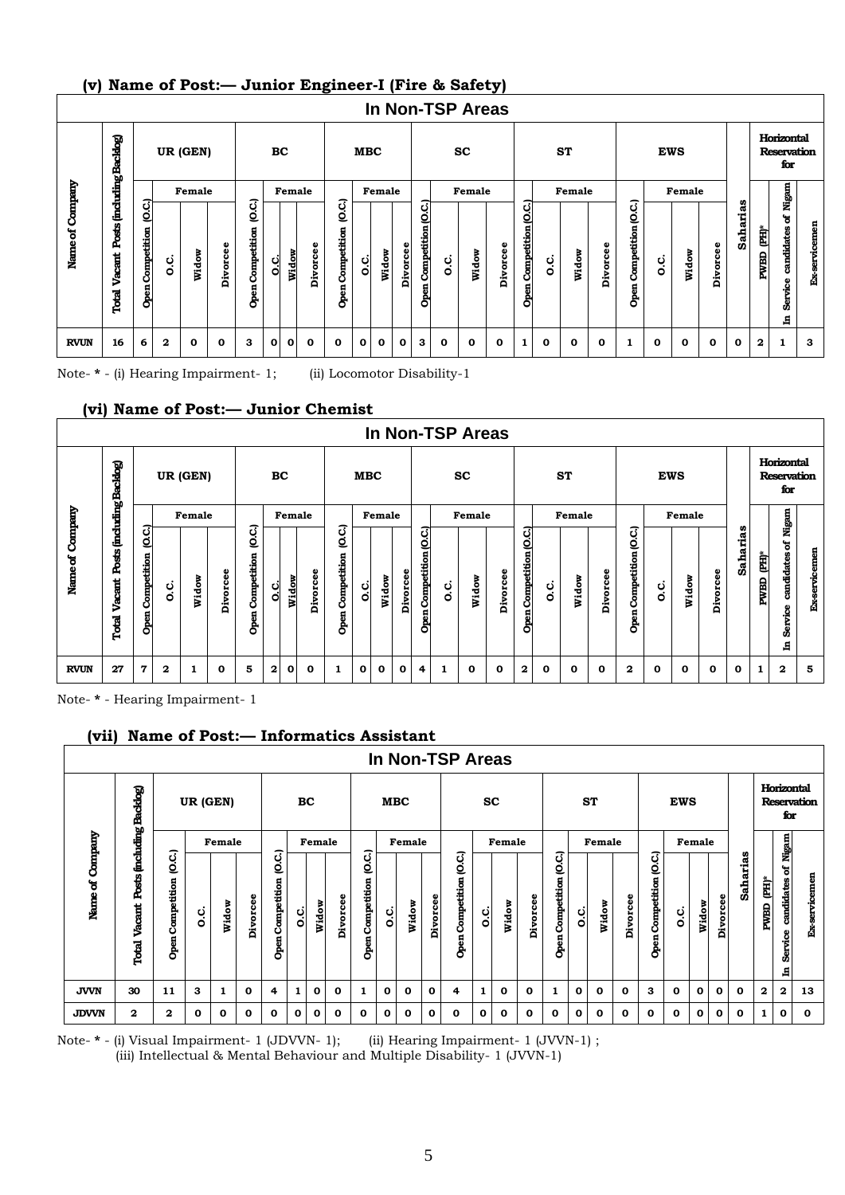### (v) Name of Post:— Junior Engineer-I (Fire & Safety)

| In Non-TSP Areas | | | | | | | | | | | | | | | | | | | | | | | | | | | | | | | | |
|---|---|---|---|---|---|---|---|---|---|---|---|---|---|---|---|---|---|---|---|---|---|---|---|---|---|---|---|---|---|---|---|---|
| Name of Company | Total Vacant Posts (including Backlog) | UR (GEN) | | | | BC | | | | MBC | | | | SC | | | | ST | | | | EWS | | | | Saharias | Horizontal Reservation for | | |
| | | Open Competition (O.C.) | Female | | | Open Competition (O.C.) | Female | | | Open Competition (O.C.) | Female | | | Open Competition (O.C.) | Female | | | Open Competition (O.C.) | Female | | | Open Competition (O.C.) | Female | | | | PWBD (PH)* | In Service candidates of Nigam | Ex-servicemen |
| | | | O.C. | Widow | Divorcee | | O.C. | Widow | Divorcee | | O.C. | Widow | Divorcee | | O.C. | Widow | Divorcee | | O.C. | Widow | Divorcee | | O.C. | Widow | Divorcee | | | | |
| RVUN | 16 | 6 | 2 | 0 | 0 | 3 | 0 | 0 | 0 | 0 | 0 | 0 | 0 | 3 | 0 | 0 | 0 | 1 | 0 | 0 | 0 | 1 | 0 | 0 | 0 | 0 | 2 | 1 | 3 |

Note- * - (i) Hearing Impairment- 1; (ii) Locomotor Disability-1

### (vi) Name of Post:— Junior Chemist

| In Non-TSP Areas | | | | | | | | | | | | | | | | | | | | | | | | | | | | | |
|---|---|---|---|---|---|---|---|---|---|---|---|---|---|---|---|---|---|---|---|---|---|---|---|---|---|---|---|---|---|
| Name of Company | Total Vacant Posts (including Backlog) | UR (GEN) | | | | BC | | | | MBC | | | | SC | | | | ST | | | | EWS | | | | Saharias | Horizontal Reservation for | | |
| | | Open Competition (O.C.) | Female | | | Open Competition (O.C.) | Female | | | Open Competition (O.C.) | Female | | | Open Competition (O.C.) | Female | | | Open Competition (O.C.) | Female | | | Open Competition (O.C.) | Female | | | | PWBD (PH)* | In Service candidates of Nigam | Ex-servicemen |
| | | | O.C. | Widow | Divorcee | | O.C. | Widow | Divorcee | | O.C. | Widow | Divorcee | | O.C. | Widow | Divorcee | | O.C. | Widow | Divorcee | | O.C. | Widow | Divorcee | | | | |
| RVUN | 27 | 7 | 2 | 1 | 0 | 5 | 2 | 0 | 0 | 1 | 0 | 0 | 0 | 4 | 1 | 0 | 0 | 2 | 0 | 0 | 0 | 2 | 0 | 0 | 0 | 0 | 1 | 2 | 5 |

Note- * - Hearing Impairment- 1

### (vii) Name of Post:— Informatics Assistant

| In Non-TSP Areas | | | | | | | | | | | | | | | | | | | | | | | | | | | | | |
|---|---|---|---|---|---|---|---|---|---|---|---|---|---|---|---|---|---|---|---|---|---|---|---|---|---|---|---|---|---|
| Name of Company | Total Vacant Posts (including Backlog) | UR (GEN) | | | | BC | | | | MBC | | | | SC | | | | ST | | | | EWS | | | | Saharias | Horizontal Reservation for | | |
| | | Open Competition (O.C.) | Female | | | Open Competition (O.C.) | Female | | | Open Competition (O.C.) | Female | | | Open Competition (O.C.) | Female | | | Open Competition (O.C.) | Female | | | Open Competition (O.C.) | Female | | | | PWBD (PH)* | In Service candidates of Nigam | Ex-servicemen |
| | | | O.C. | Widow | Divorcee | | O.C. | Widow | Divorcee | | O.C. | Widow | Divorcee | | O.C. | Widow | Divorcee | | O.C. | Widow | Divorcee | | O.C. | Widow | Divorcee | | | | |
| JVVN | 30 | 11 | 3 | 1 | 0 | 4 | 1 | 0 | 0 | 1 | 0 | 0 | 0 | 4 | 1 | 0 | 0 | 1 | 0 | 0 | 0 | 3 | 0 | 0 | 0 | 0 | 2 | 2 | 13 |
| JDVVN | 2 | 2 | 0 | 0 | 0 | 0 | 0 | 0 | 0 | 0 | 0 | 0 | 0 | 0 | 0 | 0 | 0 | 0 | 0 | 0 | 0 | 0 | 0 | 0 | 0 | 0 | 1 | 0 | 0 |

Note- * - (i) Visual Impairment- 1 (JDVVN- 1); (ii) Hearing Impairment- 1 (JVVN-1) ;
(iii) Intellectual & Mental Behaviour and Multiple Disability- 1 (JVVN-1)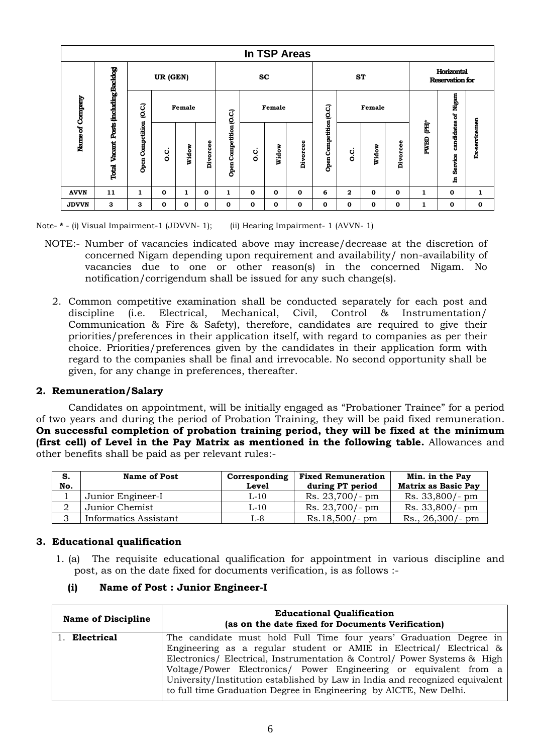| In TSP Areas | | | | | | | | | | | | | | | | | |
|---|---|---|---|---|---|---|---|---|---|---|---|---|---|---|---|---|---|
| Name of Company | Total Vacant Posts (including Backlog) | UR (GEN) | | | | SC | | | | ST | | | | Horizontal Reservation for | | |
| | | Open Competition (O.C.) | Female | | | Open Competition (O.C.) | Female | | | Open Competition (O.C.) | Female | | | PWBD (PH)* | In Service candidates of Nigam | Ex-servicemen |
| | | | O.C. | Widow | Divorcee | | O.C. | Widow | Divorcee | | O.C. | Widow | Divorcee | | | |
| **AVVN** | **11** | **1** | **0** | **1** | **0** | **1** | **0** | **0** | **0** | **6** | **2** | **0** | **0** | **1** | **0** | **1** |
| **JDVVN** | **3** | **3** | **0** | **0** | **0** | **0** | **0** | **0** | **0** | **0** | **0** | **0** | **0** | **1** | **0** | **0** |

Note- * - (i) Visual Impairment-1 (JDVVN- 1); (ii) Hearing Impairment- 1 (AVVN- 1)

NOTE:- Number of vacancies indicated above may increase/decrease at the discretion of concerned Nigam depending upon requirement and availability/ non-availability of vacancies due to one or other reason(s) in the concerned Nigam. No notification/corrigendum shall be issued for any such change(s).

2. Common competitive examination shall be conducted separately for each post and discipline (i.e. Electrical, Mechanical, Civil, Control & Instrumentation/ Communication & Fire & Safety), therefore, candidates are required to give their priorities/preferences in their application itself, with regard to companies as per their choice. Priorities/preferences given by the candidates in their application form with regard to the companies shall be final and irrevocable. No second opportunity shall be given, for any change in preferences, thereafter.

## 2. Remuneration/Salary

Candidates on appointment, will be initially engaged as "Probationer Trainee" for a period of two years and during the period of Probation Training, they will be paid fixed remuneration. **On successful completion of probation training period, they will be fixed at the minimum (first cell) of Level in the Pay Matrix as mentioned in the following table.** Allowances and other benefits shall be paid as per relevant rules:-

| S. No. | Name of Post | Corresponding Level | Fixed Remuneration during PT period | Min. in the Pay Matrix as Basic Pay |
|---|---|---|---|---|
| 1 | Junior Engineer-I | L-10 | Rs. 23,700/- pm | Rs. 33,800/- pm |
| 2 | Junior Chemist | L-10 | Rs. 23,700/- pm | Rs. 33,800/- pm |
| 3 | Informatics Assistant | L-8 | Rs.18,500/- pm | Rs., 26,300/- pm |

## 3. Educational qualification

1. (a) The requisite educational qualification for appointment in various discipline and post, as on the date fixed for documents verification, is as follows :-

### (i) Name of Post : Junior Engineer-I

| Name of Discipline | Educational Qualification (as on the date fixed for Documents Verification) |
|---|---|
| 1. **Electrical** | The candidate must hold Full Time four years' Graduation Degree in Engineering as a regular student or AMIE in Electrical/ Electrical & Electronics/ Electrical, Instrumentation & Control/ Power Systems & High Voltage/Power Electronics/ Power Engineering or equivalent from a University/Institution established by Law in India and recognized equivalent to full time Graduation Degree in Engineering by AICTE, New Delhi. |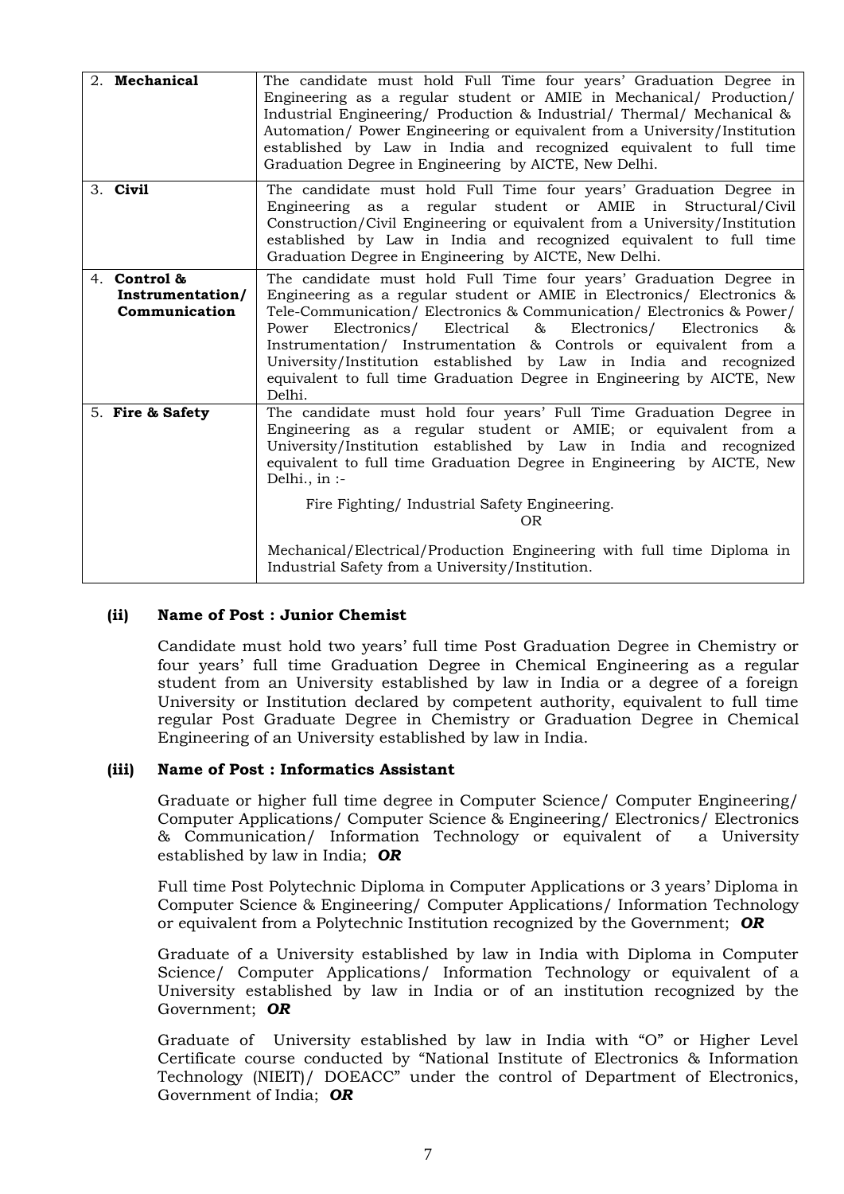| | |
|---|---|
| 2. **Mechanical** | The candidate must hold Full Time four years' Graduation Degree in Engineering as a regular student or AMIE in Mechanical/ Production/ Industrial Engineering/ Production & Industrial/ Thermal/ Mechanical & Automation/ Power Engineering or equivalent from a University/Institution established by Law in India and recognized equivalent to full time Graduation Degree in Engineering by AICTE, New Delhi. |
| 3. **Civil** | The candidate must hold Full Time four years' Graduation Degree in Engineering as a regular student or AMIE in Structural/Civil Construction/Civil Engineering or equivalent from a University/Institution established by Law in India and recognized equivalent to full time Graduation Degree in Engineering by AICTE, New Delhi. |
| 4. **Control & Instrumentation/ Communication** | The candidate must hold Full Time four years' Graduation Degree in Engineering as a regular student or AMIE in Electronics/ Electronics & Tele-Communication/ Electronics & Communication/ Electronics & Power/ Power Electronics/ Electrical & Electronics/ Electronics & Instrumentation/ Instrumentation & Controls or equivalent from a University/Institution established by Law in India and recognized equivalent to full time Graduation Degree in Engineering by AICTE, New Delhi. |
| 5. **Fire & Safety** | The candidate must hold four years' Full Time Graduation Degree in Engineering as a regular student or AMIE; or equivalent from a University/Institution established by Law in India and recognized equivalent to full time Graduation Degree in Engineering by AICTE, New Delhi., in :-<br><br>Fire Fighting/ Industrial Safety Engineering.<br>OR<br><br>Mechanical/Electrical/Production Engineering with full time Diploma in Industrial Safety from a University/Institution. |

### (ii) Name of Post : Junior Chemist

Candidate must hold two years' full time Post Graduation Degree in Chemistry or four years' full time Graduation Degree in Chemical Engineering as a regular student from an University established by law in India or a degree of a foreign University or Institution declared by competent authority, equivalent to full time regular Post Graduate Degree in Chemistry or Graduation Degree in Chemical Engineering of an University established by law in India.

### (iii) Name of Post : Informatics Assistant

Graduate or higher full time degree in Computer Science/ Computer Engineering/ Computer Applications/ Computer Science & Engineering/ Electronics/ Electronics & Communication/ Information Technology or equivalent of a University established by law in India; ***OR***

Full time Post Polytechnic Diploma in Computer Applications or 3 years' Diploma in Computer Science & Engineering/ Computer Applications/ Information Technology or equivalent from a Polytechnic Institution recognized by the Government; ***OR***

Graduate of a University established by law in India with Diploma in Computer Science/ Computer Applications/ Information Technology or equivalent of a University established by law in India or of an institution recognized by the Government; ***OR***

Graduate of University established by law in India with "O" or Higher Level Certificate course conducted by "National Institute of Electronics & Information Technology (NIEIT)/ DOEACC" under the control of Department of Electronics, Government of India; ***OR***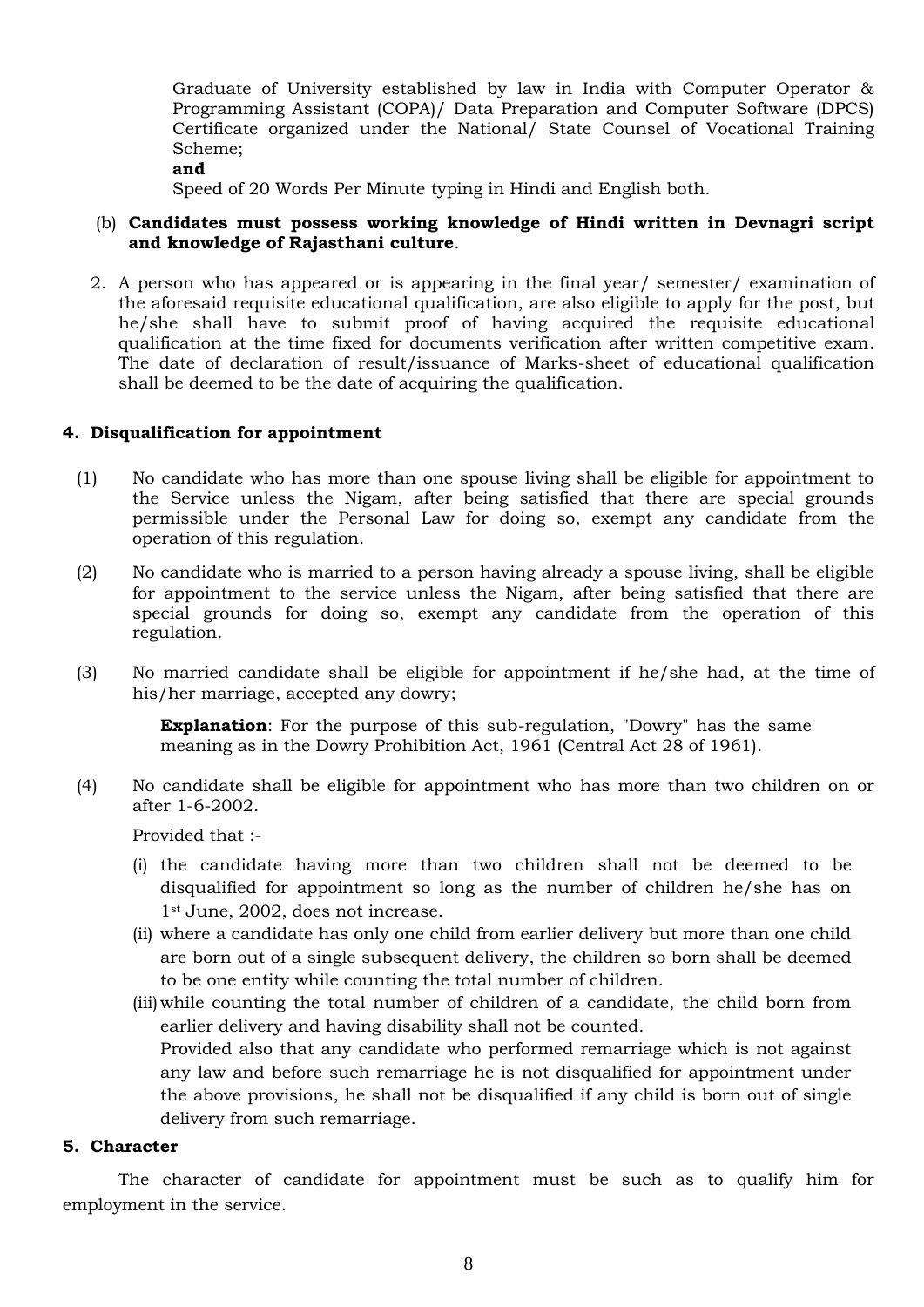Graduate of University established by law in India with Computer Operator & Programming Assistant (COPA)/ Data Preparation and Computer Software (DPCS) Certificate organized under the National/ State Counsel of Vocational Training Scheme;

**and**

Speed of 20 Words Per Minute typing in Hindi and English both.

(b) **Candidates must possess working knowledge of Hindi written in Devnagri script and knowledge of Rajasthani culture**.

2. A person who has appeared or is appearing in the final year/ semester/ examination of the aforesaid requisite educational qualification, are also eligible to apply for the post, but he/she shall have to submit proof of having acquired the requisite educational qualification at the time fixed for documents verification after written competitive exam. The date of declaration of result/issuance of Marks-sheet of educational qualification shall be deemed to be the date of acquiring the qualification.

## 4. Disqualification for appointment

(1) No candidate who has more than one spouse living shall be eligible for appointment to the Service unless the Nigam, after being satisfied that there are special grounds permissible under the Personal Law for doing so, exempt any candidate from the operation of this regulation.

(2) No candidate who is married to a person having already a spouse living, shall be eligible for appointment to the service unless the Nigam, after being satisfied that there are special grounds for doing so, exempt any candidate from the operation of this regulation.

(3) No married candidate shall be eligible for appointment if he/she had, at the time of his/her marriage, accepted any dowry;

**Explanation**: For the purpose of this sub-regulation, "Dowry" has the same meaning as in the Dowry Prohibition Act, 1961 (Central Act 28 of 1961).

(4) No candidate shall be eligible for appointment who has more than two children on or after 1-6-2002.

Provided that :-

(i) the candidate having more than two children shall not be deemed to be disqualified for appointment so long as the number of children he/she has on 1st June, 2002, does not increase.

(ii) where a candidate has only one child from earlier delivery but more than one child are born out of a single subsequent delivery, the children so born shall be deemed to be one entity while counting the total number of children.

(iii) while counting the total number of children of a candidate, the child born from earlier delivery and having disability shall not be counted.

Provided also that any candidate who performed remarriage which is not against any law and before such remarriage he is not disqualified for appointment under the above provisions, he shall not be disqualified if any child is born out of single delivery from such remarriage.

## 5. Character

The character of candidate for appointment must be such as to qualify him for employment in the service.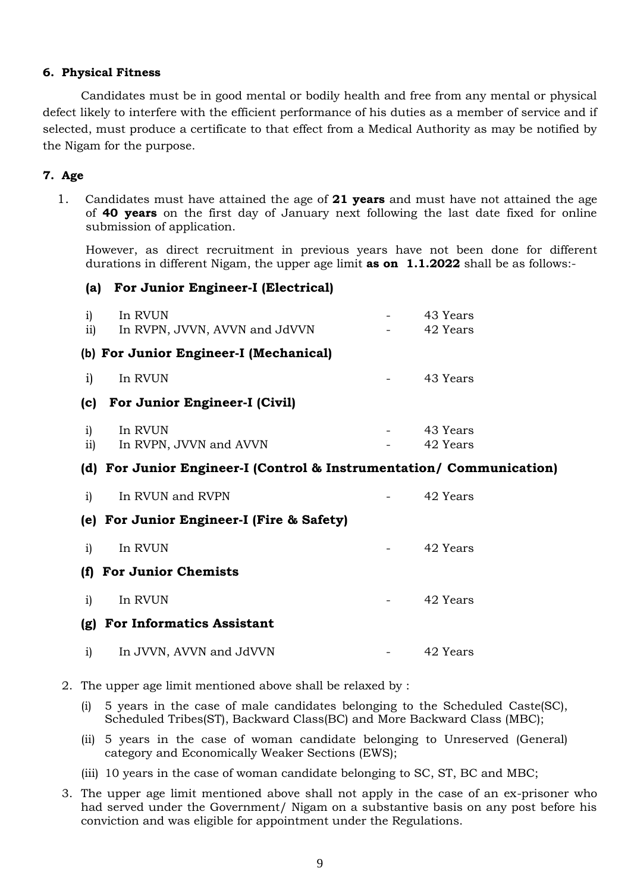### 6. Physical Fitness

Candidates must be in good mental or bodily health and free from any mental or physical defect likely to interfere with the efficient performance of his duties as a member of service and if selected, must produce a certificate to that effect from a Medical Authority as may be notified by the Nigam for the purpose.

### 7. Age

1. Candidates must have attained the age of **21 years** and must have not attained the age of **40 years** on the first day of January next following the last date fixed for online submission of application.

   However, as direct recruitment in previous years have not been done for different durations in different Nigam, the upper age limit **as on 1.1.2022** shall be as follows:-

   **(a) For Junior Engineer-I (Electrical)**

   | | | | |
   |---|---|---|---|
   | i) | In RVUN | - | 43 Years |
   | ii) | In RVPN, JVVN, AVVN and JdVVN | - | 42 Years |

   **(b) For Junior Engineer-I (Mechanical)**

   | | | | |
   |---|---|---|---|
   | i) | In RVUN | - | 43 Years |

   **(c) For Junior Engineer-I (Civil)**

   | | | | |
   |---|---|---|---|
   | i) | In RVUN | - | 43 Years |
   | ii) | In RVPN, JVVN and AVVN | - | 42 Years |

   **(d) For Junior Engineer-I (Control & Instrumentation/ Communication)**

   | | | | |
   |---|---|---|---|
   | i) | In RVUN and RVPN | - | 42 Years |

   **(e) For Junior Engineer-I (Fire & Safety)**

   | | | | |
   |---|---|---|---|
   | i) | In RVUN | - | 42 Years |

   **(f) For Junior Chemists**

   | | | | |
   |---|---|---|---|
   | i) | In RVUN | - | 42 Years |

   **(g) For Informatics Assistant**

   | | | | |
   |---|---|---|---|
   | i) | In JVVN, AVVN and JdVVN | - | 42 Years |

2. The upper age limit mentioned above shall be relaxed by :

   (i) 5 years in the case of male candidates belonging to the Scheduled Caste(SC), Scheduled Tribes(ST), Backward Class(BC) and More Backward Class (MBC);

   (ii) 5 years in the case of woman candidate belonging to Unreserved (General) category and Economically Weaker Sections (EWS);

   (iii) 10 years in the case of woman candidate belonging to SC, ST, BC and MBC;

3. The upper age limit mentioned above shall not apply in the case of an ex-prisoner who had served under the Government/ Nigam on a substantive basis on any post before his conviction and was eligible for appointment under the Regulations.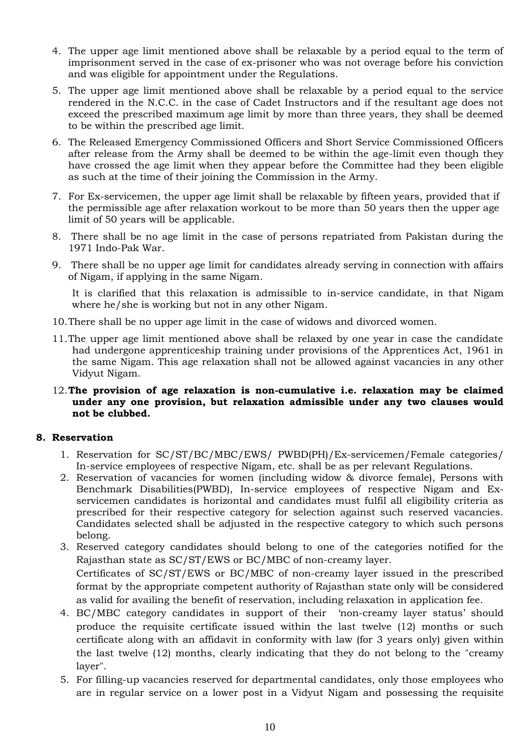4. The upper age limit mentioned above shall be relaxable by a period equal to the term of imprisonment served in the case of ex-prisoner who was not overage before his conviction and was eligible for appointment under the Regulations.
5. The upper age limit mentioned above shall be relaxable by a period equal to the service rendered in the N.C.C. in the case of Cadet Instructors and if the resultant age does not exceed the prescribed maximum age limit by more than three years, they shall be deemed to be within the prescribed age limit.
6. The Released Emergency Commissioned Officers and Short Service Commissioned Officers after release from the Army shall be deemed to be within the age-limit even though they have crossed the age limit when they appear before the Committee had they been eligible as such at the time of their joining the Commission in the Army.
7. For Ex-servicemen, the upper age limit shall be relaxable by fifteen years, provided that if the permissible age after relaxation workout to be more than 50 years then the upper age limit of 50 years will be applicable.
8. There shall be no age limit in the case of persons repatriated from Pakistan during the 1971 Indo-Pak War.
9. There shall be no upper age limit for candidates already serving in connection with affairs of Nigam, if applying in the same Nigam.

   It is clarified that this relaxation is admissible to in-service candidate, in that Nigam where he/she is working but not in any other Nigam.
10. There shall be no upper age limit in the case of widows and divorced women.
11. The upper age limit mentioned above shall be relaxed by one year in case the candidate had undergone apprenticeship training under provisions of the Apprentices Act, 1961 in the same Nigam. This age relaxation shall not be allowed against vacancies in any other Vidyut Nigam.
12. **The provision of age relaxation is non-cumulative i.e. relaxation may be claimed under any one provision, but relaxation admissible under any two clauses would not be clubbed.**

## 8. Reservation

1. Reservation for SC/ST/BC/MBC/EWS/ PWBD(PH)/Ex-servicemen/Female categories/ In-service employees of respective Nigam, etc. shall be as per relevant Regulations.
2. Reservation of vacancies for women (including widow & divorce female), Persons with Benchmark Disabilities(PWBD), In-service employees of respective Nigam and Ex-servicemen candidates is horizontal and candidates must fulfil all eligibility criteria as prescribed for their respective category for selection against such reserved vacancies. Candidates selected shall be adjusted in the respective category to which such persons belong.
3. Reserved category candidates should belong to one of the categories notified for the Rajasthan state as SC/ST/EWS or BC/MBC of non-creamy layer.

   Certificates of SC/ST/EWS or BC/MBC of non-creamy layer issued in the prescribed format by the appropriate competent authority of Rajasthan state only will be considered as valid for availing the benefit of reservation, including relaxation in application fee.
4. BC/MBC category candidates in support of their 'non-creamy layer status' should produce the requisite certificate issued within the last twelve (12) months or such certificate along with an affidavit in conformity with law (for 3 years only) given within the last twelve (12) months, clearly indicating that they do not belong to the "creamy layer".
5. For filling-up vacancies reserved for departmental candidates, only those employees who are in regular service on a lower post in a Vidyut Nigam and possessing the requisite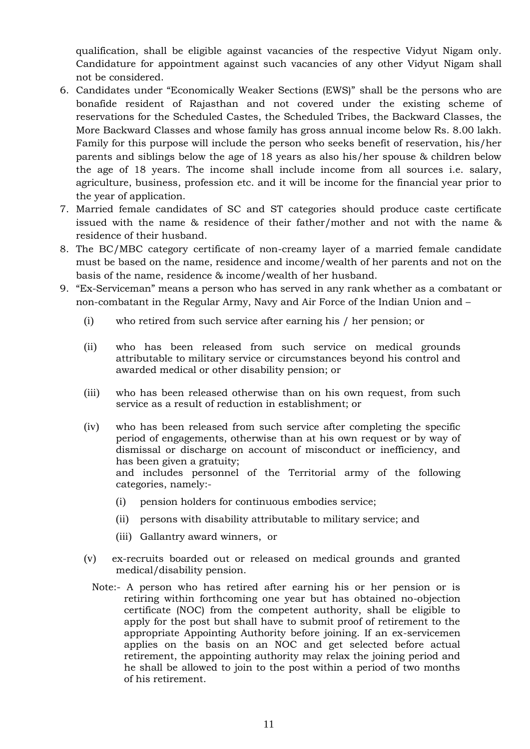qualification, shall be eligible against vacancies of the respective Vidyut Nigam only. Candidature for appointment against such vacancies of any other Vidyut Nigam shall not be considered.

6. Candidates under "Economically Weaker Sections (EWS)" shall be the persons who are bonafide resident of Rajasthan and not covered under the existing scheme of reservations for the Scheduled Castes, the Scheduled Tribes, the Backward Classes, the More Backward Classes and whose family has gross annual income below Rs. 8.00 lakh. Family for this purpose will include the person who seeks benefit of reservation, his/her parents and siblings below the age of 18 years as also his/her spouse & children below the age of 18 years. The income shall include income from all sources i.e. salary, agriculture, business, profession etc. and it will be income for the financial year prior to the year of application.
7. Married female candidates of SC and ST categories should produce caste certificate issued with the name & residence of their father/mother and not with the name & residence of their husband.
8. The BC/MBC category certificate of non-creamy layer of a married female candidate must be based on the name, residence and income/wealth of her parents and not on the basis of the name, residence & income/wealth of her husband.
9. "Ex-Serviceman" means a person who has served in any rank whether as a combatant or non-combatant in the Regular Army, Navy and Air Force of the Indian Union and –

   (i) who retired from such service after earning his / her pension; or

   (ii) who has been released from such service on medical grounds attributable to military service or circumstances beyond his control and awarded medical or other disability pension; or

   (iii) who has been released otherwise than on his own request, from such service as a result of reduction in establishment; or

   (iv) who has been released from such service after completing the specific period of engagements, otherwise than at his own request or by way of dismissal or discharge on account of misconduct or inefficiency, and has been given a gratuity;
   and includes personnel of the Territorial army of the following categories, namely:-

      (i) pension holders for continuous embodies service;

      (ii) persons with disability attributable to military service; and

      (iii) Gallantry award winners, or

   (v) ex-recruits boarded out or released on medical grounds and granted medical/disability pension.

   Note:- A person who has retired after earning his or her pension or is retiring within forthcoming one year but has obtained no-objection certificate (NOC) from the competent authority, shall be eligible to apply for the post but shall have to submit proof of retirement to the appropriate Appointing Authority before joining. If an ex-servicemen applies on the basis on an NOC and get selected before actual retirement, the appointing authority may relax the joining period and he shall be allowed to join to the post within a period of two months of his retirement.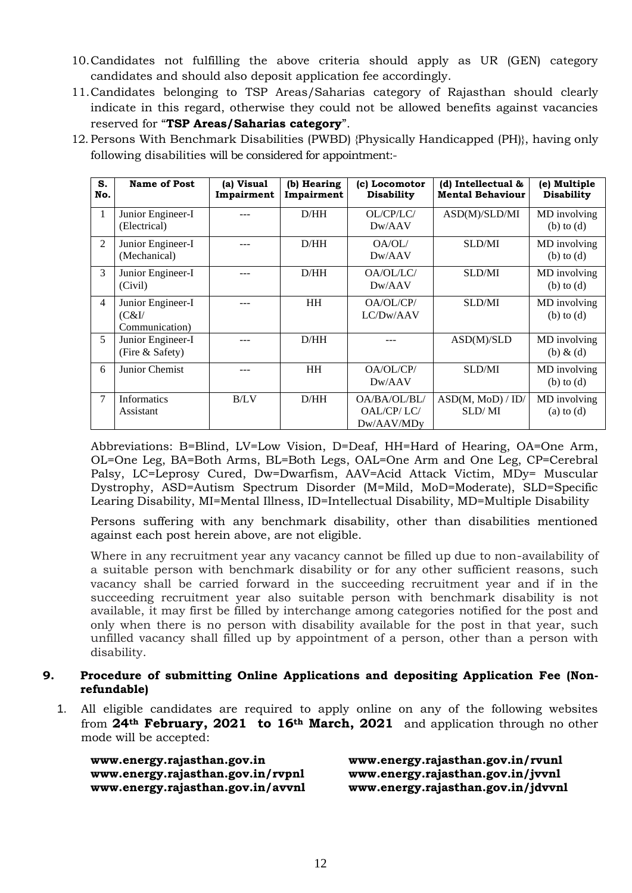10. Candidates not fulfilling the above criteria should apply as UR (GEN) category candidates and should also deposit application fee accordingly.
11. Candidates belonging to TSP Areas/Saharias category of Rajasthan should clearly indicate in this regard, otherwise they could not be allowed benefits against vacancies reserved for "**TSP Areas/Saharias category**".
12. Persons With Benchmark Disabilities (PWBD) {Physically Handicapped (PH)}, having only following disabilities will be considered for appointment:-

| S. No. | Name of Post | (a) Visual Impairment | (b) Hearing Impairment | (c) Locomotor Disability | (d) Intellectual & Mental Behaviour | (e) Multiple Disability |
|---|---|---|---|---|---|---|
| 1 | Junior Engineer-I (Electrical) | --- | D/HH | OL/CP/LC/ Dw/AAV | ASD(M)/SLD/MI | MD involving (b) to (d) |
| 2 | Junior Engineer-I (Mechanical) | --- | D/HH | OA/OL/ Dw/AAV | SLD/MI | MD involving (b) to (d) |
| 3 | Junior Engineer-I (Civil) | --- | D/HH | OA/OL/LC/ Dw/AAV | SLD/MI | MD involving (b) to (d) |
| 4 | Junior Engineer-I (C&I/ Communication) | --- | HH | OA/OL/CP/ LC/Dw/AAV | SLD/MI | MD involving (b) to (d) |
| 5 | Junior Engineer-I (Fire & Safety) | --- | D/HH | --- | ASD(M)/SLD | MD involving (b) & (d) |
| 6 | Junior Chemist | --- | HH | OA/OL/CP/ Dw/AAV | SLD/MI | MD involving (b) to (d) |
| 7 | Informatics Assistant | B/LV | D/HH | OA/BA/OL/BL/ OAL/CP/ LC/ Dw/AAV/MDy | ASD(M, MoD) / ID/ SLD/ MI | MD involving (a) to (d) |

Abbreviations: B=Blind, LV=Low Vision, D=Deaf, HH=Hard of Hearing, OA=One Arm, OL=One Leg, BA=Both Arms, BL=Both Legs, OAL=One Arm and One Leg, CP=Cerebral Palsy, LC=Leprosy Cured, Dw=Dwarfism, AAV=Acid Attack Victim, MDy= Muscular Dystrophy, ASD=Autism Spectrum Disorder (M=Mild, MoD=Moderate), SLD=Specific Learing Disability, MI=Mental Illness, ID=Intellectual Disability, MD=Multiple Disability

Persons suffering with any benchmark disability, other than disabilities mentioned against each post herein above, are not eligible.

Where in any recruitment year any vacancy cannot be filled up due to non-availability of a suitable person with benchmark disability or for any other sufficient reasons, such vacancy shall be carried forward in the succeeding recruitment year and if in the succeeding recruitment year also suitable person with benchmark disability is not available, it may first be filled by interchange among categories notified for the post and only when there is no person with disability available for the post in that year, such unfilled vacancy shall filled up by appointment of a person, other than a person with disability.

## 9. Procedure of submitting Online Applications and depositing Application Fee (Non-refundable)

1. All eligible candidates are required to apply online on any of the following websites from **24th February, 2021 to 16th March, 2021** and application through no other mode will be accepted:

**www.energy.rajasthan.gov.in**
**www.energy.rajasthan.gov.in/rvunl**
**www.energy.rajasthan.gov.in/rvpnl**
**www.energy.rajasthan.gov.in/jvvnl**
**www.energy.rajasthan.gov.in/avvnl**
**www.energy.rajasthan.gov.in/jdvvnl**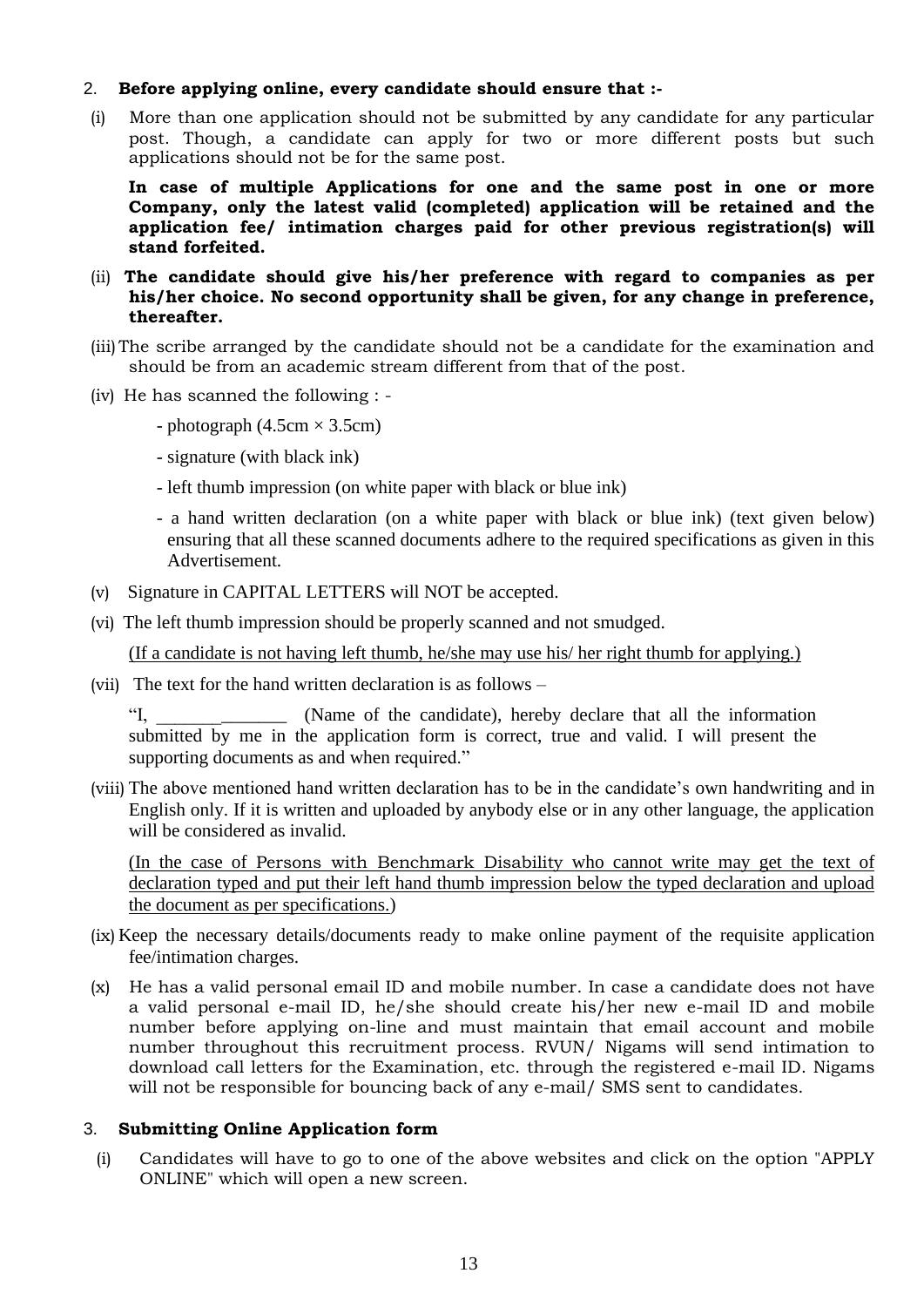2. **Before applying online, every candidate should ensure that :-**

(i) More than one application should not be submitted by any candidate for any particular post. Though, a candidate can apply for two or more different posts but such applications should not be for the same post.

**In case of multiple Applications for one and the same post in one or more Company, only the latest valid (completed) application will be retained and the application fee/ intimation charges paid for other previous registration(s) will stand forfeited.**

(ii) **The candidate should give his/her preference with regard to companies as per his/her choice. No second opportunity shall be given, for any change in preference, thereafter.**

(iii) The scribe arranged by the candidate should not be a candidate for the examination and should be from an academic stream different from that of the post.

(iv) He has scanned the following : -

- photograph (4.5cm × 3.5cm)
- signature (with black ink)
- left thumb impression (on white paper with black or blue ink)
- a hand written declaration (on a white paper with black or blue ink) (text given below) ensuring that all these scanned documents adhere to the required specifications as given in this Advertisement.

(v) Signature in CAPITAL LETTERS will NOT be accepted.

(vi) The left thumb impression should be properly scanned and not smudged.

<u>(If a candidate is not having left thumb, he/she may use his/ her right thumb for applying.)</u>

(vii) The text for the hand written declaration is as follows –

"I, ______________ (Name of the candidate), hereby declare that all the information submitted by me in the application form is correct, true and valid. I will present the supporting documents as and when required."

(viii) The above mentioned hand written declaration has to be in the candidate's own handwriting and in English only. If it is written and uploaded by anybody else or in any other language, the application will be considered as invalid.

<u>(In the case of Persons with Benchmark Disability who cannot write may get the text of declaration typed and put their left hand thumb impression below the typed declaration and upload the document as per specifications.</u>)

(ix) Keep the necessary details/documents ready to make online payment of the requisite application fee/intimation charges.

(x) He has a valid personal email ID and mobile number. In case a candidate does not have a valid personal e-mail ID, he/she should create his/her new e-mail ID and mobile number before applying on-line and must maintain that email account and mobile number throughout this recruitment process. RVUN/ Nigams will send intimation to download call letters for the Examination, etc. through the registered e-mail ID. Nigams will not be responsible for bouncing back of any e-mail/ SMS sent to candidates.

3. **Submitting Online Application form**

(i) Candidates will have to go to one of the above websites and click on the option "APPLY ONLINE" which will open a new screen.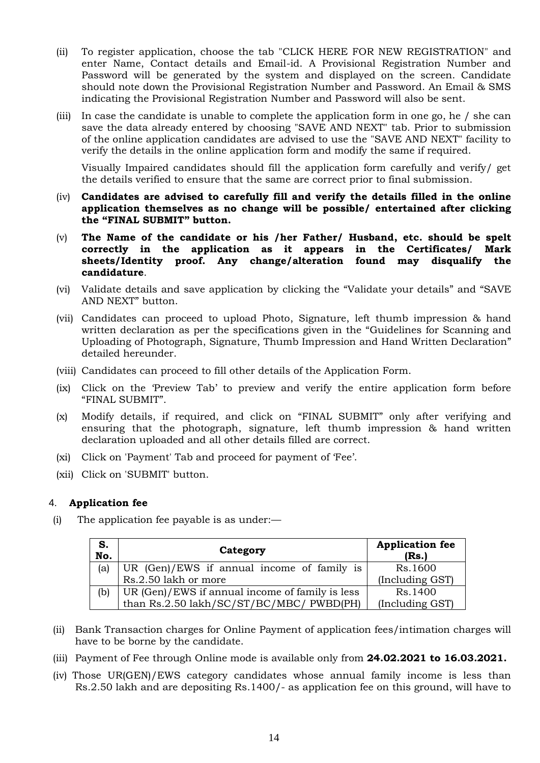(ii) To register application, choose the tab "CLICK HERE FOR NEW REGISTRATION" and enter Name, Contact details and Email-id. A Provisional Registration Number and Password will be generated by the system and displayed on the screen. Candidate should note down the Provisional Registration Number and Password. An Email & SMS indicating the Provisional Registration Number and Password will also be sent.

(iii) In case the candidate is unable to complete the application form in one go, he / she can save the data already entered by choosing "SAVE AND NEXT" tab. Prior to submission of the online application candidates are advised to use the "SAVE AND NEXT" facility to verify the details in the online application form and modify the same if required.

Visually Impaired candidates should fill the application form carefully and verify/ get the details verified to ensure that the same are correct prior to final submission.

(iv) **Candidates are advised to carefully fill and verify the details filled in the online application themselves as no change will be possible/ entertained after clicking the "FINAL SUBMIT" button.**

(v) **The Name of the candidate or his /her Father/ Husband, etc. should be spelt correctly in the application as it appears in the Certificates/ Mark sheets/Identity proof. Any change/alteration found may disqualify the candidature**.

(vi) Validate details and save application by clicking the "Validate your details" and "SAVE AND NEXT" button.

(vii) Candidates can proceed to upload Photo, Signature, left thumb impression & hand written declaration as per the specifications given in the "Guidelines for Scanning and Uploading of Photograph, Signature, Thumb Impression and Hand Written Declaration" detailed hereunder.

(viii) Candidates can proceed to fill other details of the Application Form.

(ix) Click on the 'Preview Tab' to preview and verify the entire application form before "FINAL SUBMIT".

(x) Modify details, if required, and click on "FINAL SUBMIT" only after verifying and ensuring that the photograph, signature, left thumb impression & hand written declaration uploaded and all other details filled are correct.

(xi) Click on 'Payment' Tab and proceed for payment of 'Fee'.

(xii) Click on 'SUBMIT' button.

## 4. **Application fee**

(i) The application fee payable is as under:—

| S. No. | Category | Application fee (Rs.) |
|---|---|---|
| (a) | UR (Gen)/EWS if annual income of family is Rs.2.50 lakh or more | Rs.1600 (Including GST) |
| (b) | UR (Gen)/EWS if annual income of family is less than Rs.2.50 lakh/SC/ST/BC/MBC/ PWBD(PH) | Rs.1400 (Including GST) |

(ii) Bank Transaction charges for Online Payment of application fees/intimation charges will have to be borne by the candidate.

(iii) Payment of Fee through Online mode is available only from **24.02.2021 to 16.03.2021.**

(iv) Those UR(GEN)/EWS category candidates whose annual family income is less than Rs.2.50 lakh and are depositing Rs.1400/- as application fee on this ground, will have to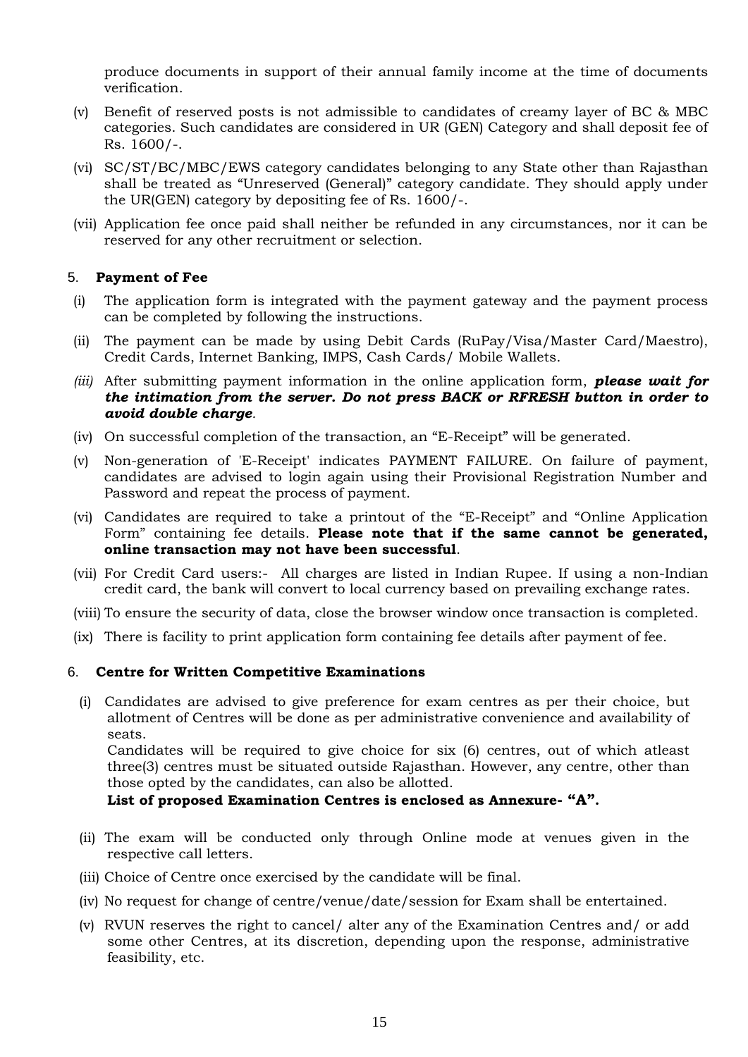produce documents in support of their annual family income at the time of documents verification.

(v) Benefit of reserved posts is not admissible to candidates of creamy layer of BC & MBC categories. Such candidates are considered in UR (GEN) Category and shall deposit fee of Rs. 1600/-.

(vi) SC/ST/BC/MBC/EWS category candidates belonging to any State other than Rajasthan shall be treated as "Unreserved (General)" category candidate. They should apply under the UR(GEN) category by depositing fee of Rs. 1600/-.

(vii) Application fee once paid shall neither be refunded in any circumstances, nor it can be reserved for any other recruitment or selection.

## 5. **Payment of Fee**

(i) The application form is integrated with the payment gateway and the payment process can be completed by following the instructions.

(ii) The payment can be made by using Debit Cards (RuPay/Visa/Master Card/Maestro), Credit Cards, Internet Banking, IMPS, Cash Cards/ Mobile Wallets.

*(iii)* After submitting payment information in the online application form, ***please wait for the intimation from the server. Do not press BACK or RFRESH button in order to avoid double charge***.

(iv) On successful completion of the transaction, an "E-Receipt" will be generated.

(v) Non-generation of 'E-Receipt' indicates PAYMENT FAILURE. On failure of payment, candidates are advised to login again using their Provisional Registration Number and Password and repeat the process of payment.

(vi) Candidates are required to take a printout of the "E-Receipt" and "Online Application Form" containing fee details. **Please note that if the same cannot be generated, online transaction may not have been successful**.

(vii) For Credit Card users:- All charges are listed in Indian Rupee. If using a non-Indian credit card, the bank will convert to local currency based on prevailing exchange rates.

(viii) To ensure the security of data, close the browser window once transaction is completed.

(ix) There is facility to print application form containing fee details after payment of fee.

## 6. **Centre for Written Competitive Examinations**

(i) Candidates are advised to give preference for exam centres as per their choice, but allotment of Centres will be done as per administrative convenience and availability of seats.
Candidates will be required to give choice for six (6) centres, out of which atleast three(3) centres must be situated outside Rajasthan. However, any centre, other than those opted by the candidates, can also be allotted.
**List of proposed Examination Centres is enclosed as Annexure- "A".**

(ii) The exam will be conducted only through Online mode at venues given in the respective call letters.

(iii) Choice of Centre once exercised by the candidate will be final.

(iv) No request for change of centre/venue/date/session for Exam shall be entertained.

(v) RVUN reserves the right to cancel/ alter any of the Examination Centres and/ or add some other Centres, at its discretion, depending upon the response, administrative feasibility, etc.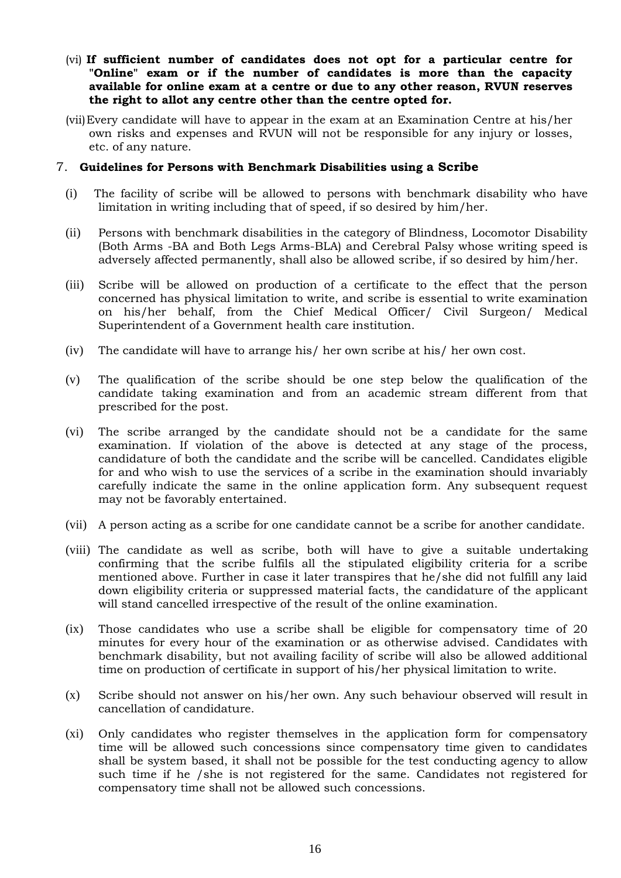(vi) **If sufficient number of candidates does not opt for a particular centre for "Online" exam or if the number of candidates is more than the capacity available for online exam at a centre or due to any other reason, RVUN reserves the right to allot any centre other than the centre opted for.**

(vii) Every candidate will have to appear in the exam at an Examination Centre at his/her own risks and expenses and RVUN will not be responsible for any injury or losses, etc. of any nature.

## 7. Guidelines for Persons with Benchmark Disabilities using a Scribe

(i) The facility of scribe will be allowed to persons with benchmark disability who have limitation in writing including that of speed, if so desired by him/her.

(ii) Persons with benchmark disabilities in the category of Blindness, Locomotor Disability (Both Arms -BA and Both Legs Arms-BLA) and Cerebral Palsy whose writing speed is adversely affected permanently, shall also be allowed scribe, if so desired by him/her.

(iii) Scribe will be allowed on production of a certificate to the effect that the person concerned has physical limitation to write, and scribe is essential to write examination on his/her behalf, from the Chief Medical Officer/ Civil Surgeon/ Medical Superintendent of a Government health care institution.

(iv) The candidate will have to arrange his/ her own scribe at his/ her own cost.

(v) The qualification of the scribe should be one step below the qualification of the candidate taking examination and from an academic stream different from that prescribed for the post.

(vi) The scribe arranged by the candidate should not be a candidate for the same examination. If violation of the above is detected at any stage of the process, candidature of both the candidate and the scribe will be cancelled. Candidates eligible for and who wish to use the services of a scribe in the examination should invariably carefully indicate the same in the online application form. Any subsequent request may not be favorably entertained.

(vii) A person acting as a scribe for one candidate cannot be a scribe for another candidate.

(viii) The candidate as well as scribe, both will have to give a suitable undertaking confirming that the scribe fulfils all the stipulated eligibility criteria for a scribe mentioned above. Further in case it later transpires that he/she did not fulfill any laid down eligibility criteria or suppressed material facts, the candidature of the applicant will stand cancelled irrespective of the result of the online examination.

(ix) Those candidates who use a scribe shall be eligible for compensatory time of 20 minutes for every hour of the examination or as otherwise advised. Candidates with benchmark disability, but not availing facility of scribe will also be allowed additional time on production of certificate in support of his/her physical limitation to write.

(x) Scribe should not answer on his/her own. Any such behaviour observed will result in cancellation of candidature.

(xi) Only candidates who register themselves in the application form for compensatory time will be allowed such concessions since compensatory time given to candidates shall be system based, it shall not be possible for the test conducting agency to allow such time if he /she is not registered for the same. Candidates not registered for compensatory time shall not be allowed such concessions.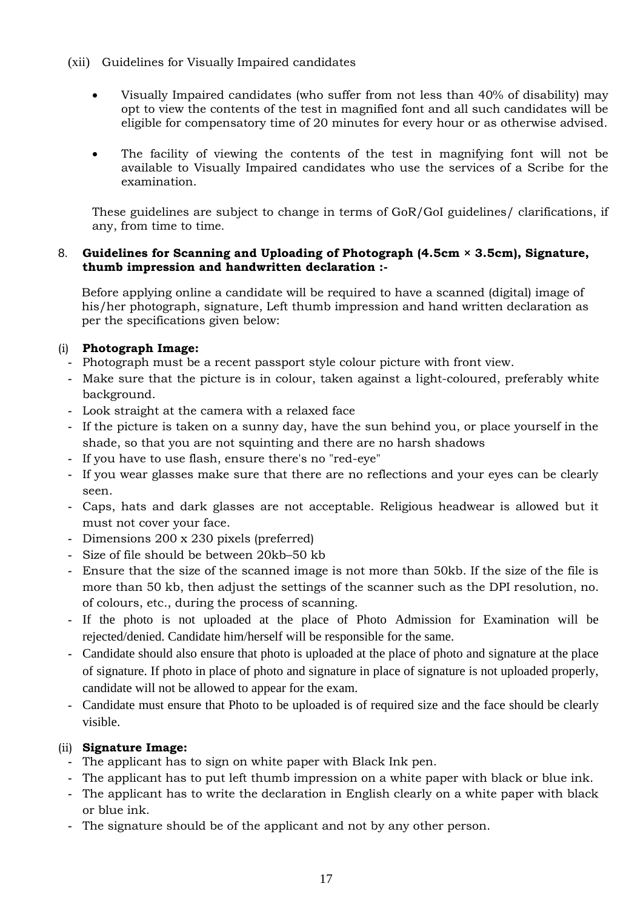(xii) Guidelines for Visually Impaired candidates

- Visually Impaired candidates (who suffer from not less than 40% of disability) may opt to view the contents of the test in magnified font and all such candidates will be eligible for compensatory time of 20 minutes for every hour or as otherwise advised.
- The facility of viewing the contents of the test in magnifying font will not be available to Visually Impaired candidates who use the services of a Scribe for the examination.

These guidelines are subject to change in terms of GoR/GoI guidelines/ clarifications, if any, from time to time.

8. **Guidelines for Scanning and Uploading of Photograph (4.5cm × 3.5cm), Signature, thumb impression and handwritten declaration :-**

Before applying online a candidate will be required to have a scanned (digital) image of his/her photograph, signature, Left thumb impression and hand written declaration as per the specifications given below:

(i) **Photograph Image:**

- Photograph must be a recent passport style colour picture with front view.
- Make sure that the picture is in colour, taken against a light-coloured, preferably white background.
- Look straight at the camera with a relaxed face
- If the picture is taken on a sunny day, have the sun behind you, or place yourself in the shade, so that you are not squinting and there are no harsh shadows
- If you have to use flash, ensure there's no "red-eye"
- If you wear glasses make sure that there are no reflections and your eyes can be clearly seen.
- Caps, hats and dark glasses are not acceptable. Religious headwear is allowed but it must not cover your face.
- Dimensions 200 x 230 pixels (preferred)
- Size of file should be between 20kb–50 kb
- Ensure that the size of the scanned image is not more than 50kb. If the size of the file is more than 50 kb, then adjust the settings of the scanner such as the DPI resolution, no. of colours, etc., during the process of scanning.
- If the photo is not uploaded at the place of Photo Admission for Examination will be rejected/denied. Candidate him/herself will be responsible for the same.
- Candidate should also ensure that photo is uploaded at the place of photo and signature at the place of signature. If photo in place of photo and signature in place of signature is not uploaded properly, candidate will not be allowed to appear for the exam.
- Candidate must ensure that Photo to be uploaded is of required size and the face should be clearly visible.

(ii) **Signature Image:**

- The applicant has to sign on white paper with Black Ink pen.
- The applicant has to put left thumb impression on a white paper with black or blue ink.
- The applicant has to write the declaration in English clearly on a white paper with black or blue ink.
- The signature should be of the applicant and not by any other person.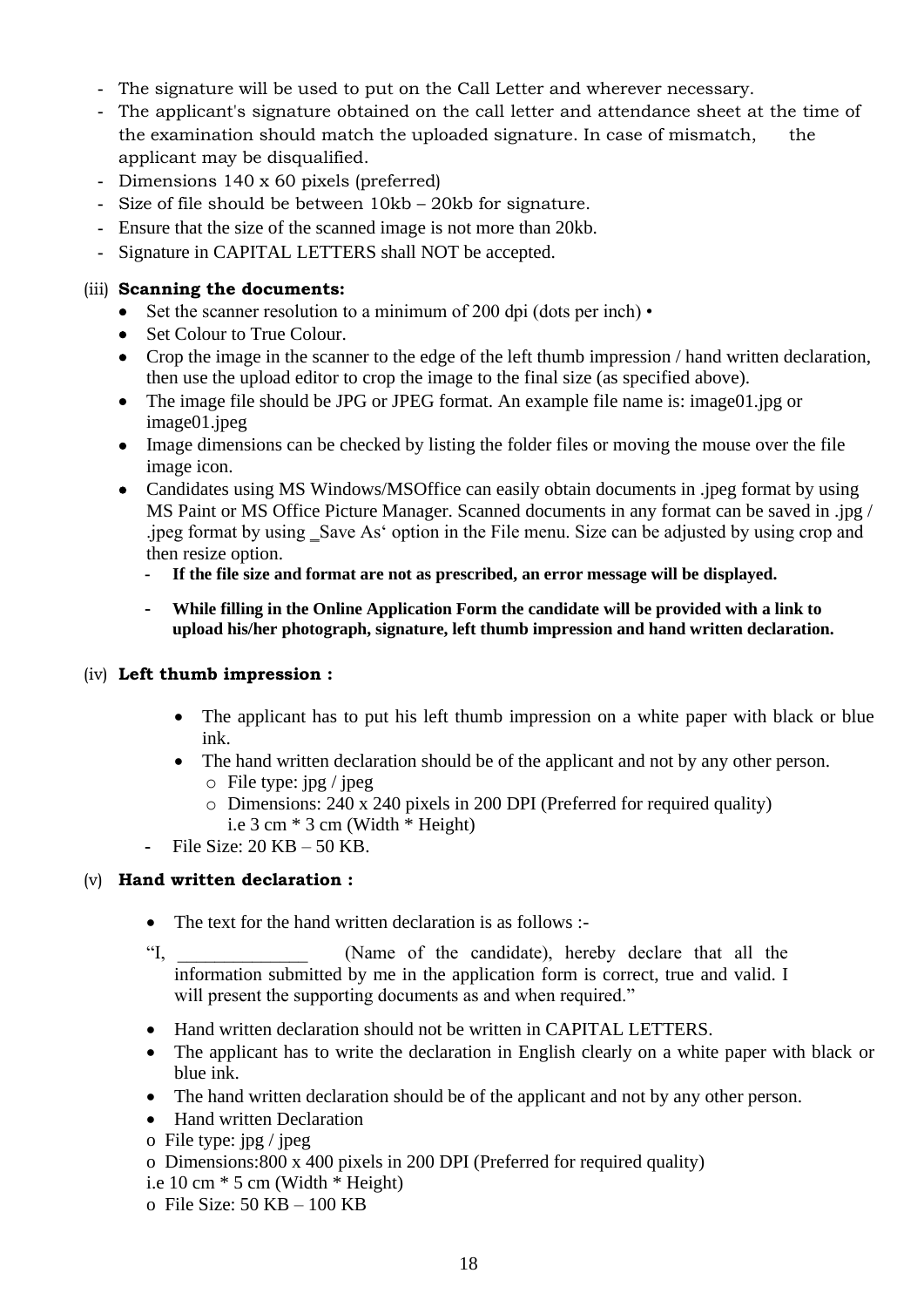- The signature will be used to put on the Call Letter and wherever necessary.
- The applicant's signature obtained on the call letter and attendance sheet at the time of the examination should match the uploaded signature. In case of mismatch, the applicant may be disqualified.
- Dimensions 140 x 60 pixels (preferred)
- Size of file should be between 10kb – 20kb for signature.
- Ensure that the size of the scanned image is not more than 20kb.
- Signature in CAPITAL LETTERS shall NOT be accepted.

(iii) **Scanning the documents:**

- Set the scanner resolution to a minimum of 200 dpi (dots per inch) •
- Set Colour to True Colour.
- Crop the image in the scanner to the edge of the left thumb impression / hand written declaration, then use the upload editor to crop the image to the final size (as specified above).
- The image file should be JPG or JPEG format. An example file name is: image01.jpg or image01.jpeg
- Image dimensions can be checked by listing the folder files or moving the mouse over the file image icon.
- Candidates using MS Windows/MSOffice can easily obtain documents in .jpeg format by using MS Paint or MS Office Picture Manager. Scanned documents in any format can be saved in .jpg / .jpeg format by using ‗Save As' option in the File menu. Size can be adjusted by using crop and then resize option.
  - **If the file size and format are not as prescribed, an error message will be displayed.**
  - **While filling in the Online Application Form the candidate will be provided with a link to upload his/her photograph, signature, left thumb impression and hand written declaration.**

(iv) **Left thumb impression :**

- The applicant has to put his left thumb impression on a white paper with black or blue ink.
- The hand written declaration should be of the applicant and not by any other person.
  - o File type: jpg / jpeg
  - o Dimensions: 240 x 240 pixels in 200 DPI (Preferred for required quality) i.e 3 cm * 3 cm (Width * Height)
- File Size: 20 KB – 50 KB.

(v) **Hand written declaration :**

- The text for the hand written declaration is as follows :-

"I, _____________ (Name of the candidate), hereby declare that all the information submitted by me in the application form is correct, true and valid. I will present the supporting documents as and when required."

- Hand written declaration should not be written in CAPITAL LETTERS.
- The applicant has to write the declaration in English clearly on a white paper with black or blue ink.
- The hand written declaration should be of the applicant and not by any other person.
- Hand written Declaration

o File type: jpg / jpeg

o Dimensions:800 x 400 pixels in 200 DPI (Preferred for required quality)

i.e 10 cm * 5 cm (Width * Height)

o File Size: 50 KB – 100 KB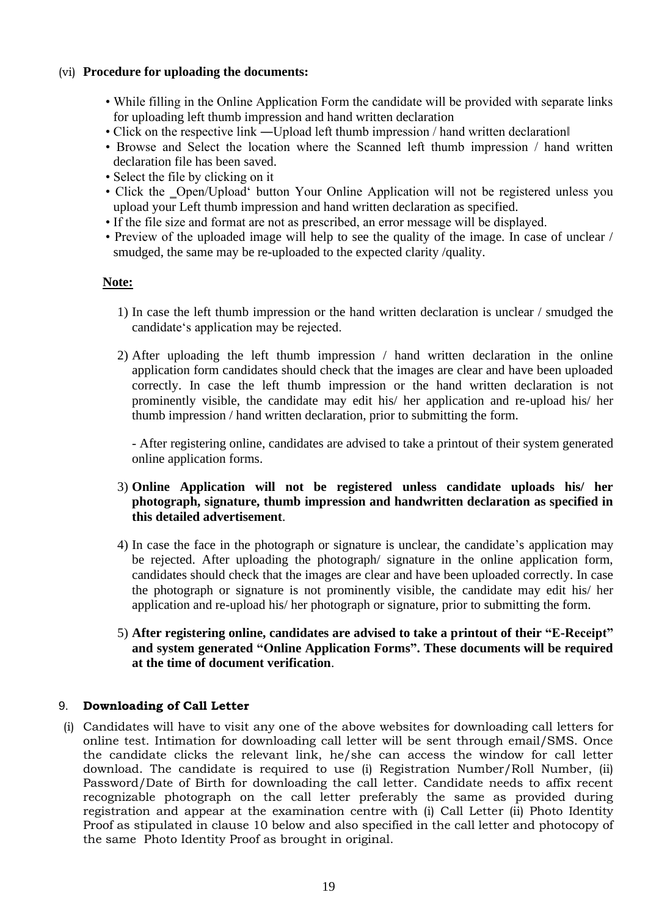(vi) **Procedure for uploading the documents:**

- While filling in the Online Application Form the candidate will be provided with separate links for uploading left thumb impression and hand written declaration
- Click on the respective link ―Upload left thumb impression / hand written declaration‖
- Browse and Select the location where the Scanned left thumb impression / hand written declaration file has been saved.
- Select the file by clicking on it
- Click the ‗Open/Upload' button Your Online Application will not be registered unless you upload your Left thumb impression and hand written declaration as specified.
- If the file size and format are not as prescribed, an error message will be displayed.
- Preview of the uploaded image will help to see the quality of the image. In case of unclear / smudged, the same may be re-uploaded to the expected clarity /quality.

**Note:**

1) In case the left thumb impression or the hand written declaration is unclear / smudged the candidate's application may be rejected.

2) After uploading the left thumb impression / hand written declaration in the online application form candidates should check that the images are clear and have been uploaded correctly. In case the left thumb impression or the hand written declaration is not prominently visible, the candidate may edit his/ her application and re-upload his/ her thumb impression / hand written declaration, prior to submitting the form.

   - After registering online, candidates are advised to take a printout of their system generated online application forms.

3) **Online Application will not be registered unless candidate uploads his/ her photograph, signature, thumb impression and handwritten declaration as specified in this detailed advertisement**.

4) In case the face in the photograph or signature is unclear, the candidate's application may be rejected. After uploading the photograph/ signature in the online application form, candidates should check that the images are clear and have been uploaded correctly. In case the photograph or signature is not prominently visible, the candidate may edit his/ her application and re-upload his/ her photograph or signature, prior to submitting the form.

5) **After registering online, candidates are advised to take a printout of their "E-Receipt" and system generated "Online Application Forms". These documents will be required at the time of document verification**.

9. **Downloading of Call Letter**

(i) Candidates will have to visit any one of the above websites for downloading call letters for online test. Intimation for downloading call letter will be sent through email/SMS. Once the candidate clicks the relevant link, he/she can access the window for call letter download. The candidate is required to use (i) Registration Number/Roll Number, (ii) Password/Date of Birth for downloading the call letter. Candidate needs to affix recent recognizable photograph on the call letter preferably the same as provided during registration and appear at the examination centre with (i) Call Letter (ii) Photo Identity Proof as stipulated in clause 10 below and also specified in the call letter and photocopy of the same Photo Identity Proof as brought in original.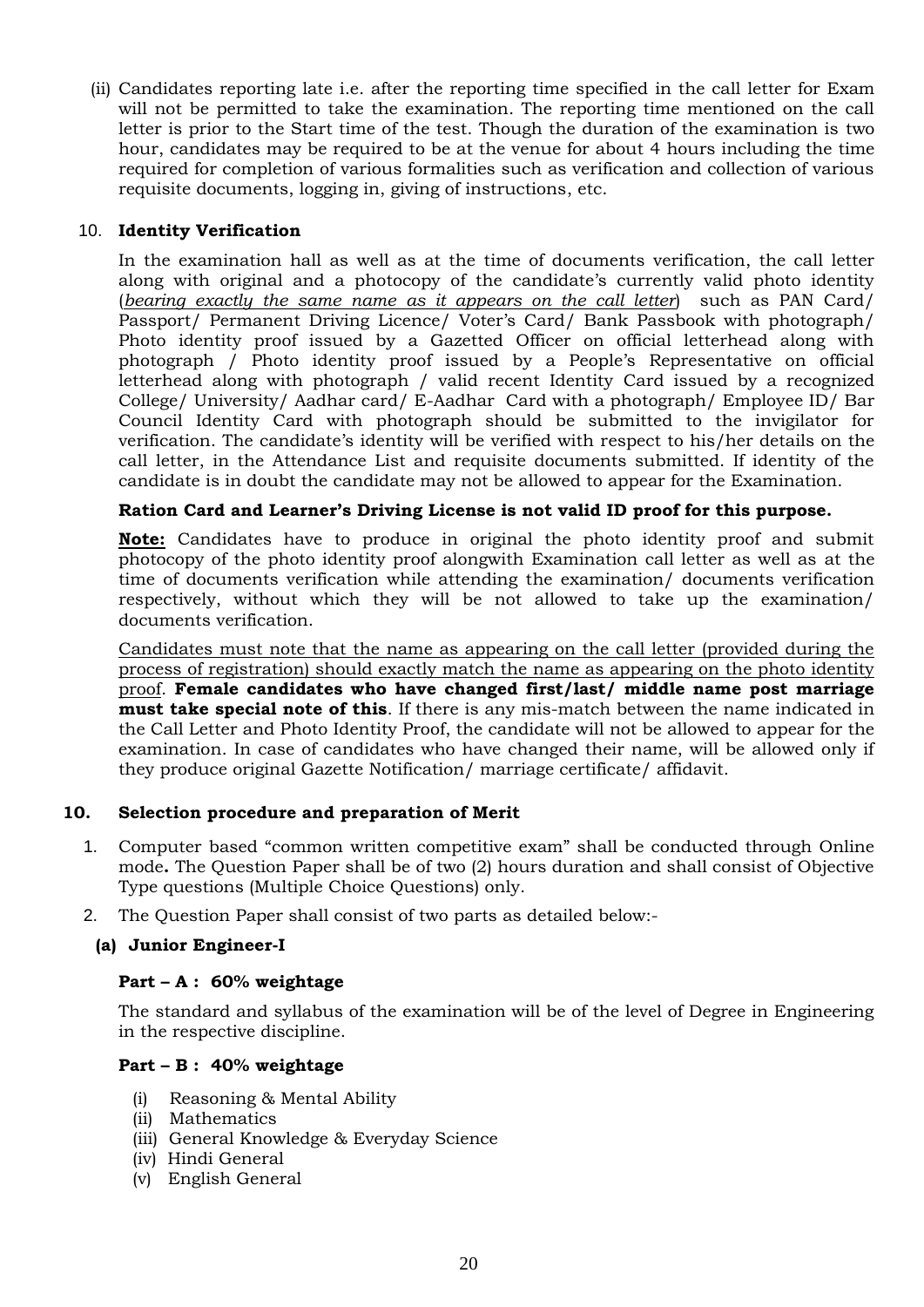(ii) Candidates reporting late i.e. after the reporting time specified in the call letter for Exam will not be permitted to take the examination. The reporting time mentioned on the call letter is prior to the Start time of the test. Though the duration of the examination is two hour, candidates may be required to be at the venue for about 4 hours including the time required for completion of various formalities such as verification and collection of various requisite documents, logging in, giving of instructions, etc.

10. **Identity Verification**

In the examination hall as well as at the time of documents verification, the call letter along with original and a photocopy of the candidate's currently valid photo identity (*bearing exactly the same name as it appears on the call letter*) such as PAN Card/ Passport/ Permanent Driving Licence/ Voter's Card/ Bank Passbook with photograph/ Photo identity proof issued by a Gazetted Officer on official letterhead along with photograph / Photo identity proof issued by a People's Representative on official letterhead along with photograph / valid recent Identity Card issued by a recognized College/ University/ Aadhar card/ E-Aadhar Card with a photograph/ Employee ID/ Bar Council Identity Card with photograph should be submitted to the invigilator for verification. The candidate's identity will be verified with respect to his/her details on the call letter, in the Attendance List and requisite documents submitted. If identity of the candidate is in doubt the candidate may not be allowed to appear for the Examination.

**Ration Card and Learner's Driving License is not valid ID proof for this purpose.**

**Note:** Candidates have to produce in original the photo identity proof and submit photocopy of the photo identity proof alongwith Examination call letter as well as at the time of documents verification while attending the examination/ documents verification respectively, without which they will be not allowed to take up the examination/ documents verification.

Candidates must note that the name as appearing on the call letter (provided during the process of registration) should exactly match the name as appearing on the photo identity proof. **Female candidates who have changed first/last/ middle name post marriage must take special note of this**. If there is any mis-match between the name indicated in the Call Letter and Photo Identity Proof, the candidate will not be allowed to appear for the examination. In case of candidates who have changed their name, will be allowed only if they produce original Gazette Notification/ marriage certificate/ affidavit.

## 10. Selection procedure and preparation of Merit

1. Computer based "common written competitive exam" shall be conducted through Online mode**.** The Question Paper shall be of two (2) hours duration and shall consist of Objective Type questions (Multiple Choice Questions) only.
2. The Question Paper shall consist of two parts as detailed below:-

**(a) Junior Engineer-I**

**Part – A : 60% weightage**

The standard and syllabus of the examination will be of the level of Degree in Engineering in the respective discipline.

**Part – B : 40% weightage**

(i) Reasoning & Mental Ability
(ii) Mathematics
(iii) General Knowledge & Everyday Science
(iv) Hindi General
(v) English General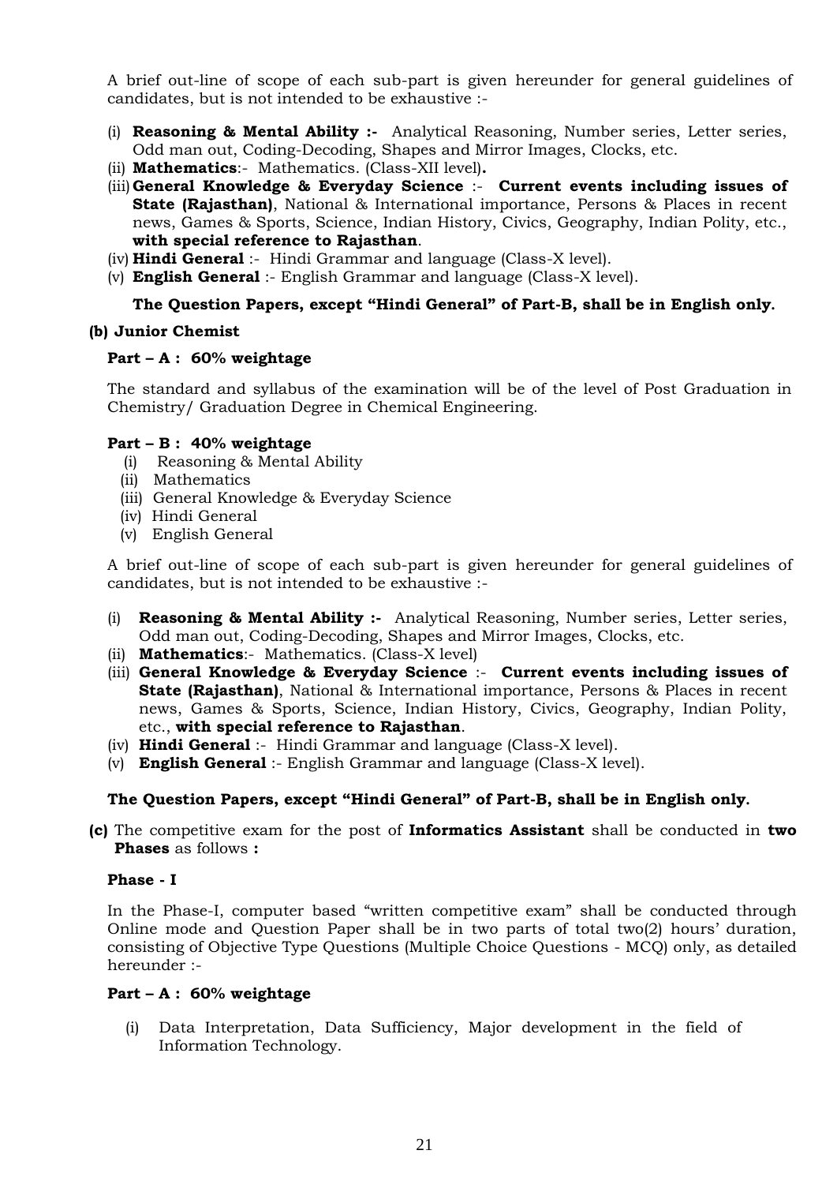A brief out-line of scope of each sub-part is given hereunder for general guidelines of candidates, but is not intended to be exhaustive :-

(i) **Reasoning & Mental Ability :-** Analytical Reasoning, Number series, Letter series, Odd man out, Coding-Decoding, Shapes and Mirror Images, Clocks, etc.
(ii) **Mathematics**:- Mathematics. (Class-XII level)**.**
(iii) **General Knowledge & Everyday Science** :- **Current events including issues of State (Rajasthan)**, National & International importance, Persons & Places in recent news, Games & Sports, Science, Indian History, Civics, Geography, Indian Polity, etc., **with special reference to Rajasthan**.
(iv) **Hindi General** :- Hindi Grammar and language (Class-X level).
(v) **English General** :- English Grammar and language (Class-X level).

**The Question Papers, except "Hindi General" of Part-B, shall be in English only.**

**(b) Junior Chemist**

**Part – A : 60% weightage**

The standard and syllabus of the examination will be of the level of Post Graduation in Chemistry/ Graduation Degree in Chemical Engineering.

**Part – B : 40% weightage**

(i) Reasoning & Mental Ability
(ii) Mathematics
(iii) General Knowledge & Everyday Science
(iv) Hindi General
(v) English General

A brief out-line of scope of each sub-part is given hereunder for general guidelines of candidates, but is not intended to be exhaustive :-

(i) **Reasoning & Mental Ability :-** Analytical Reasoning, Number series, Letter series, Odd man out, Coding-Decoding, Shapes and Mirror Images, Clocks, etc.
(ii) **Mathematics**:- Mathematics. (Class-X level)
(iii) **General Knowledge & Everyday Science** :- **Current events including issues of State (Rajasthan)**, National & International importance, Persons & Places in recent news, Games & Sports, Science, Indian History, Civics, Geography, Indian Polity, etc., **with special reference to Rajasthan**.
(iv) **Hindi General** :- Hindi Grammar and language (Class-X level).
(v) **English General** :- English Grammar and language (Class-X level).

**The Question Papers, except "Hindi General" of Part-B, shall be in English only.**

**(c)** The competitive exam for the post of **Informatics Assistant** shall be conducted in **two Phases** as follows **:**

**Phase - I**

In the Phase-I, computer based "written competitive exam" shall be conducted through Online mode and Question Paper shall be in two parts of total two(2) hours' duration, consisting of Objective Type Questions (Multiple Choice Questions - MCQ) only, as detailed hereunder :-

**Part – A : 60% weightage**

(i) Data Interpretation, Data Sufficiency, Major development in the field of Information Technology.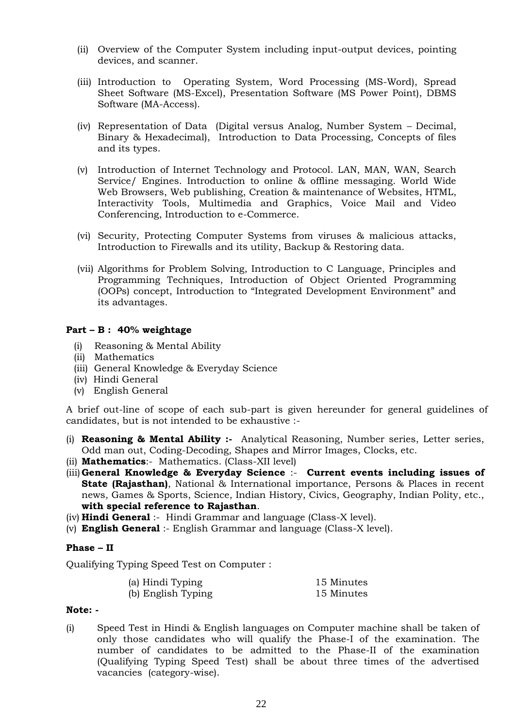(ii) Overview of the Computer System including input-output devices, pointing devices, and scanner.

(iii) Introduction to Operating System, Word Processing (MS-Word), Spread Sheet Software (MS-Excel), Presentation Software (MS Power Point), DBMS Software (MA-Access).

(iv) Representation of Data (Digital versus Analog, Number System – Decimal, Binary & Hexadecimal), Introduction to Data Processing, Concepts of files and its types.

(v) Introduction of Internet Technology and Protocol. LAN, MAN, WAN, Search Service/ Engines. Introduction to online & offline messaging. World Wide Web Browsers, Web publishing, Creation & maintenance of Websites, HTML, Interactivity Tools, Multimedia and Graphics, Voice Mail and Video Conferencing, Introduction to e-Commerce.

(vi) Security, Protecting Computer Systems from viruses & malicious attacks, Introduction to Firewalls and its utility, Backup & Restoring data.

(vii) Algorithms for Problem Solving, Introduction to C Language, Principles and Programming Techniques, Introduction of Object Oriented Programming (OOPs) concept, Introduction to "Integrated Development Environment" and its advantages.

**Part – B : 40% weightage**

(i) Reasoning & Mental Ability
(ii) Mathematics
(iii) General Knowledge & Everyday Science
(iv) Hindi General
(v) English General

A brief out-line of scope of each sub-part is given hereunder for general guidelines of candidates, but is not intended to be exhaustive :-

(i) **Reasoning & Mental Ability :-** Analytical Reasoning, Number series, Letter series, Odd man out, Coding-Decoding, Shapes and Mirror Images, Clocks, etc.
(ii) **Mathematics**:- Mathematics. (Class-XII level)
(iii) **General Knowledge & Everyday Science** :- **Current events including issues of State (Rajasthan)**, National & International importance, Persons & Places in recent news, Games & Sports, Science, Indian History, Civics, Geography, Indian Polity, etc., **with special reference to Rajasthan**.
(iv) **Hindi General** :- Hindi Grammar and language (Class-X level).
(v) **English General** :- English Grammar and language (Class-X level).

**Phase – II**

Qualifying Typing Speed Test on Computer :

| | |
|---|---|
| (a) Hindi Typing | 15 Minutes |
| (b) English Typing | 15 Minutes |

**Note: -**

(i) Speed Test in Hindi & English languages on Computer machine shall be taken of only those candidates who will qualify the Phase-I of the examination. The number of candidates to be admitted to the Phase-II of the examination (Qualifying Typing Speed Test) shall be about three times of the advertised vacancies (category-wise).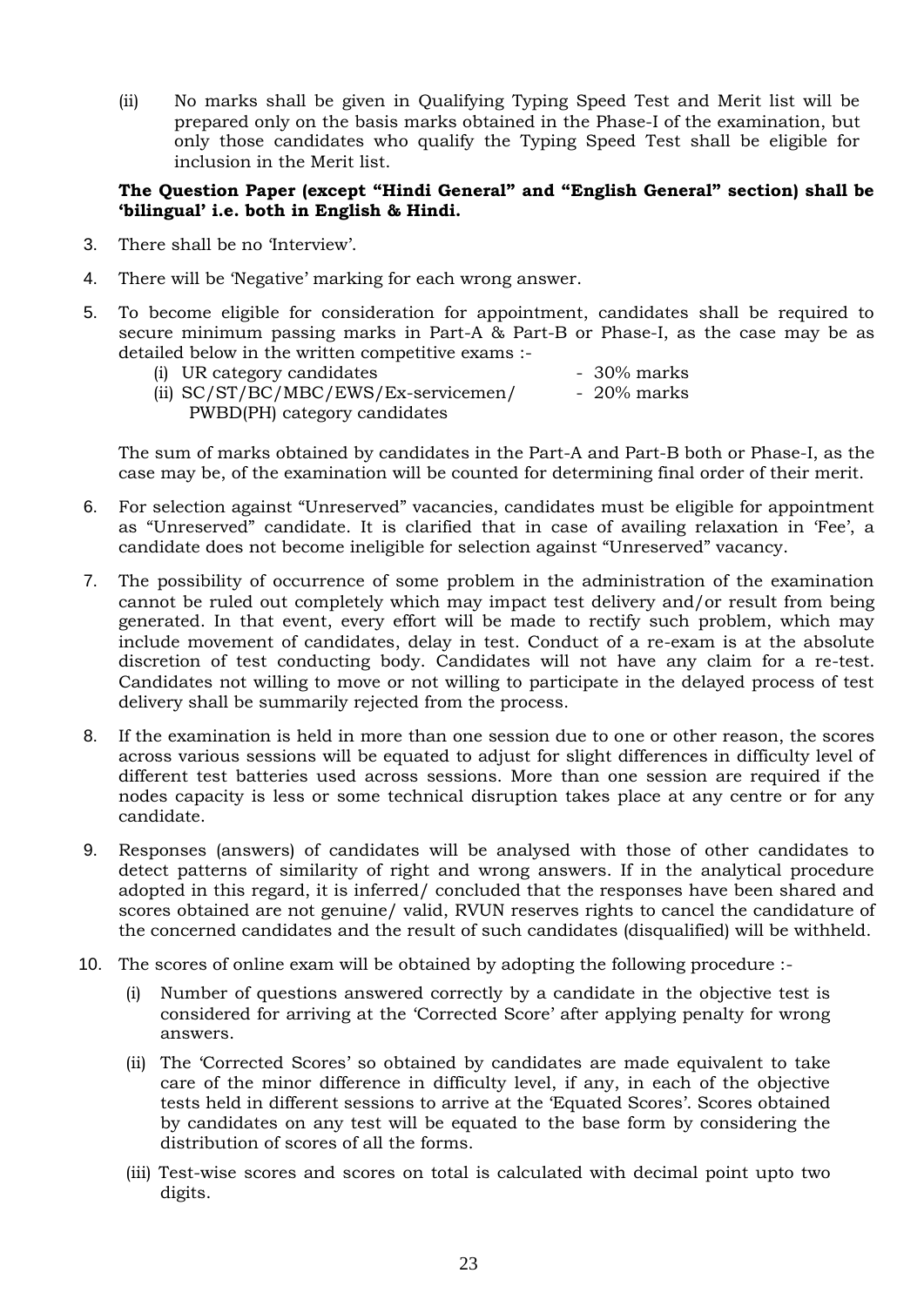(ii) No marks shall be given in Qualifying Typing Speed Test and Merit list will be prepared only on the basis marks obtained in the Phase-I of the examination, but only those candidates who qualify the Typing Speed Test shall be eligible for inclusion in the Merit list.

**The Question Paper (except "Hindi General" and "English General" section) shall be 'bilingual' i.e. both in English & Hindi.**

3. There shall be no 'Interview'.

4. There will be 'Negative' marking for each wrong answer.

5. To become eligible for consideration for appointment, candidates shall be required to secure minimum passing marks in Part-A & Part-B or Phase-I, as the case may be as detailed below in the written competitive exams :-

   (i) UR category candidates - 30% marks

   (ii) SC/ST/BC/MBC/EWS/Ex-servicemen/ PWBD(PH) category candidates - 20% marks

   The sum of marks obtained by candidates in the Part-A and Part-B both or Phase-I, as the case may be, of the examination will be counted for determining final order of their merit.

6. For selection against "Unreserved" vacancies, candidates must be eligible for appointment as "Unreserved" candidate. It is clarified that in case of availing relaxation in 'Fee', a candidate does not become ineligible for selection against "Unreserved" vacancy.

7. The possibility of occurrence of some problem in the administration of the examination cannot be ruled out completely which may impact test delivery and/or result from being generated. In that event, every effort will be made to rectify such problem, which may include movement of candidates, delay in test. Conduct of a re-exam is at the absolute discretion of test conducting body. Candidates will not have any claim for a re-test. Candidates not willing to move or not willing to participate in the delayed process of test delivery shall be summarily rejected from the process.

8. If the examination is held in more than one session due to one or other reason, the scores across various sessions will be equated to adjust for slight differences in difficulty level of different test batteries used across sessions. More than one session are required if the nodes capacity is less or some technical disruption takes place at any centre or for any candidate.

9. Responses (answers) of candidates will be analysed with those of other candidates to detect patterns of similarity of right and wrong answers. If in the analytical procedure adopted in this regard, it is inferred/ concluded that the responses have been shared and scores obtained are not genuine/ valid, RVUN reserves rights to cancel the candidature of the concerned candidates and the result of such candidates (disqualified) will be withheld.

10. The scores of online exam will be obtained by adopting the following procedure :-

    (i) Number of questions answered correctly by a candidate in the objective test is considered for arriving at the 'Corrected Score' after applying penalty for wrong answers.

    (ii) The 'Corrected Scores' so obtained by candidates are made equivalent to take care of the minor difference in difficulty level, if any, in each of the objective tests held in different sessions to arrive at the 'Equated Scores'. Scores obtained by candidates on any test will be equated to the base form by considering the distribution of scores of all the forms.

    (iii) Test-wise scores and scores on total is calculated with decimal point upto two digits.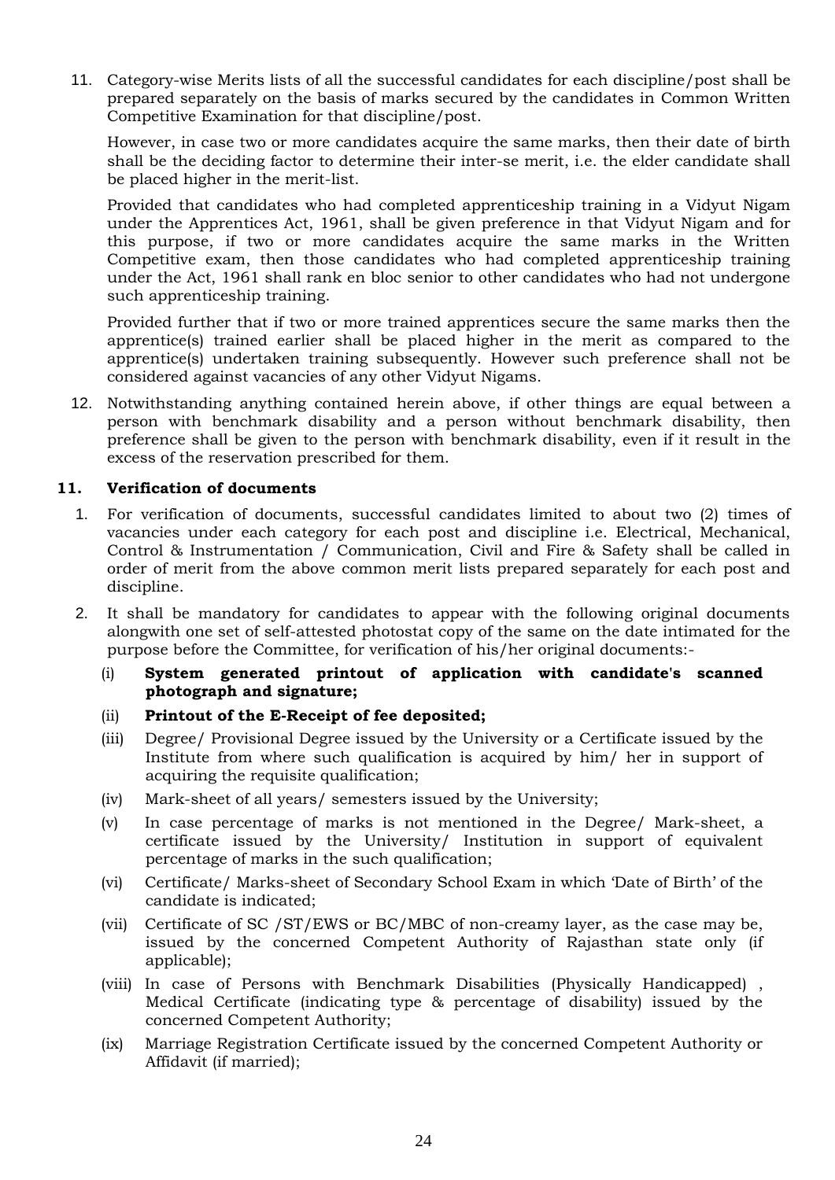11. Category-wise Merits lists of all the successful candidates for each discipline/post shall be prepared separately on the basis of marks secured by the candidates in Common Written Competitive Examination for that discipline/post.

    However, in case two or more candidates acquire the same marks, then their date of birth shall be the deciding factor to determine their inter-se merit, i.e. the elder candidate shall be placed higher in the merit-list.

    Provided that candidates who had completed apprenticeship training in a Vidyut Nigam under the Apprentices Act, 1961, shall be given preference in that Vidyut Nigam and for this purpose, if two or more candidates acquire the same marks in the Written Competitive exam, then those candidates who had completed apprenticeship training under the Act, 1961 shall rank en bloc senior to other candidates who had not undergone such apprenticeship training.

    Provided further that if two or more trained apprentices secure the same marks then the apprentice(s) trained earlier shall be placed higher in the merit as compared to the apprentice(s) undertaken training subsequently. However such preference shall not be considered against vacancies of any other Vidyut Nigams.

12. Notwithstanding anything contained herein above, if other things are equal between a person with benchmark disability and a person without benchmark disability, then preference shall be given to the person with benchmark disability, even if it result in the excess of the reservation prescribed for them.

## 11. Verification of documents

1. For verification of documents, successful candidates limited to about two (2) times of vacancies under each category for each post and discipline i.e. Electrical, Mechanical, Control & Instrumentation / Communication, Civil and Fire & Safety shall be called in order of merit from the above common merit lists prepared separately for each post and discipline.
2. It shall be mandatory for candidates to appear with the following original documents alongwith one set of self-attested photostat copy of the same on the date intimated for the purpose before the Committee, for verification of his/her original documents:-
   - (i) **System generated printout of application with candidate's scanned photograph and signature;**
   - (ii) **Printout of the E-Receipt of fee deposited;**
   - (iii) Degree/ Provisional Degree issued by the University or a Certificate issued by the Institute from where such qualification is acquired by him/ her in support of acquiring the requisite qualification;
   - (iv) Mark-sheet of all years/ semesters issued by the University;
   - (v) In case percentage of marks is not mentioned in the Degree/ Mark-sheet, a certificate issued by the University/ Institution in support of equivalent percentage of marks in the such qualification;
   - (vi) Certificate/ Marks-sheet of Secondary School Exam in which 'Date of Birth' of the candidate is indicated;
   - (vii) Certificate of SC /ST/EWS or BC/MBC of non-creamy layer, as the case may be, issued by the concerned Competent Authority of Rajasthan state only (if applicable);
   - (viii) In case of Persons with Benchmark Disabilities (Physically Handicapped) , Medical Certificate (indicating type & percentage of disability) issued by the concerned Competent Authority;
   - (ix) Marriage Registration Certificate issued by the concerned Competent Authority or Affidavit (if married);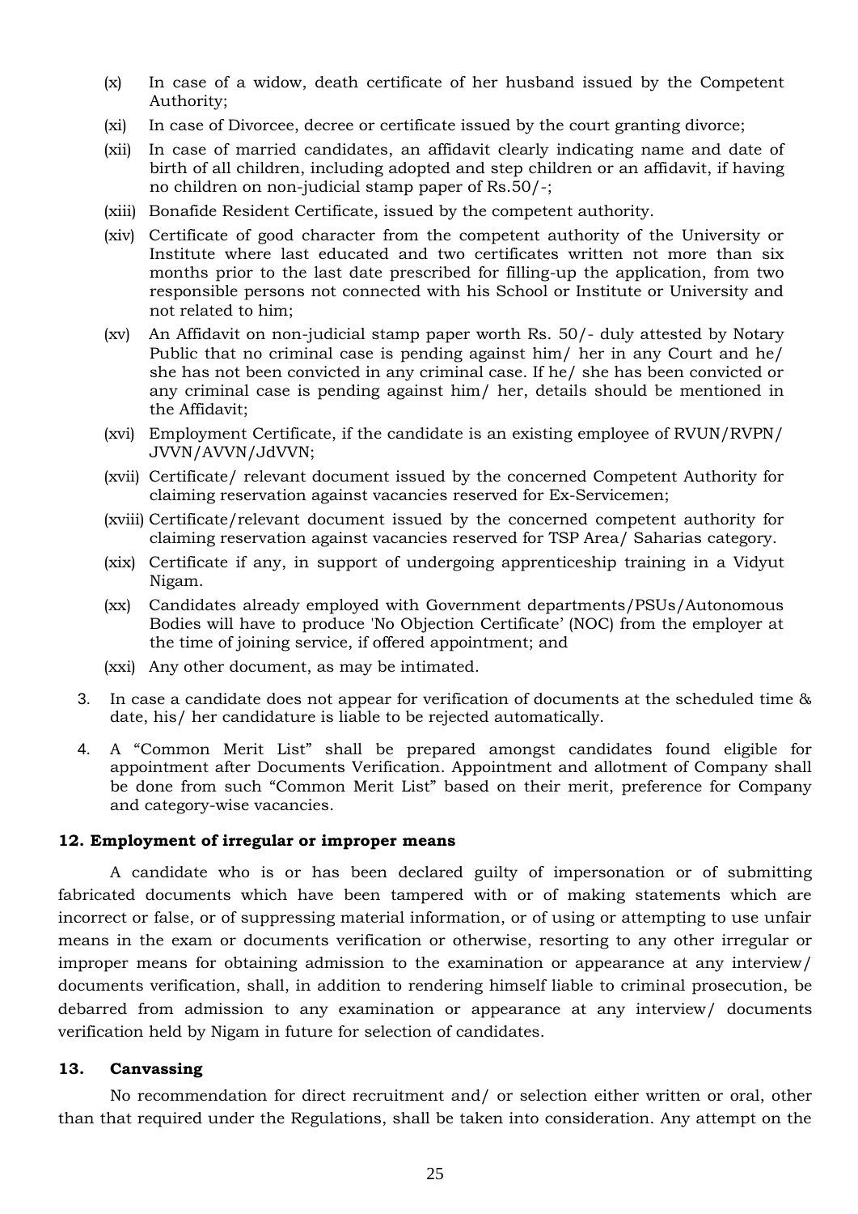(x) In case of a widow, death certificate of her husband issued by the Competent Authority;

(xi) In case of Divorcee, decree or certificate issued by the court granting divorce;

(xii) In case of married candidates, an affidavit clearly indicating name and date of birth of all children, including adopted and step children or an affidavit, if having no children on non-judicial stamp paper of Rs.50/-;

(xiii) Bonafide Resident Certificate, issued by the competent authority.

(xiv) Certificate of good character from the competent authority of the University or Institute where last educated and two certificates written not more than six months prior to the last date prescribed for filling-up the application, from two responsible persons not connected with his School or Institute or University and not related to him;

(xv) An Affidavit on non-judicial stamp paper worth Rs. 50/- duly attested by Notary Public that no criminal case is pending against him/ her in any Court and he/ she has not been convicted in any criminal case. If he/ she has been convicted or any criminal case is pending against him/ her, details should be mentioned in the Affidavit;

(xvi) Employment Certificate, if the candidate is an existing employee of RVUN/RVPN/ JVVN/AVVN/JdVVN;

(xvii) Certificate/ relevant document issued by the concerned Competent Authority for claiming reservation against vacancies reserved for Ex-Servicemen;

(xviii) Certificate/relevant document issued by the concerned competent authority for claiming reservation against vacancies reserved for TSP Area/ Saharias category.

(xix) Certificate if any, in support of undergoing apprenticeship training in a Vidyut Nigam.

(xx) Candidates already employed with Government departments/PSUs/Autonomous Bodies will have to produce 'No Objection Certificate' (NOC) from the employer at the time of joining service, if offered appointment; and

(xxi) Any other document, as may be intimated.

3. In case a candidate does not appear for verification of documents at the scheduled time & date, his/ her candidature is liable to be rejected automatically.

4. A "Common Merit List" shall be prepared amongst candidates found eligible for appointment after Documents Verification. Appointment and allotment of Company shall be done from such "Common Merit List" based on their merit, preference for Company and category-wise vacancies.

**12. Employment of irregular or improper means**

A candidate who is or has been declared guilty of impersonation or of submitting fabricated documents which have been tampered with or of making statements which are incorrect or false, or of suppressing material information, or of using or attempting to use unfair means in the exam or documents verification or otherwise, resorting to any other irregular or improper means for obtaining admission to the examination or appearance at any interview/ documents verification, shall, in addition to rendering himself liable to criminal prosecution, be debarred from admission to any examination or appearance at any interview/ documents verification held by Nigam in future for selection of candidates.

**13. Canvassing**

No recommendation for direct recruitment and/ or selection either written or oral, other than that required under the Regulations, shall be taken into consideration. Any attempt on the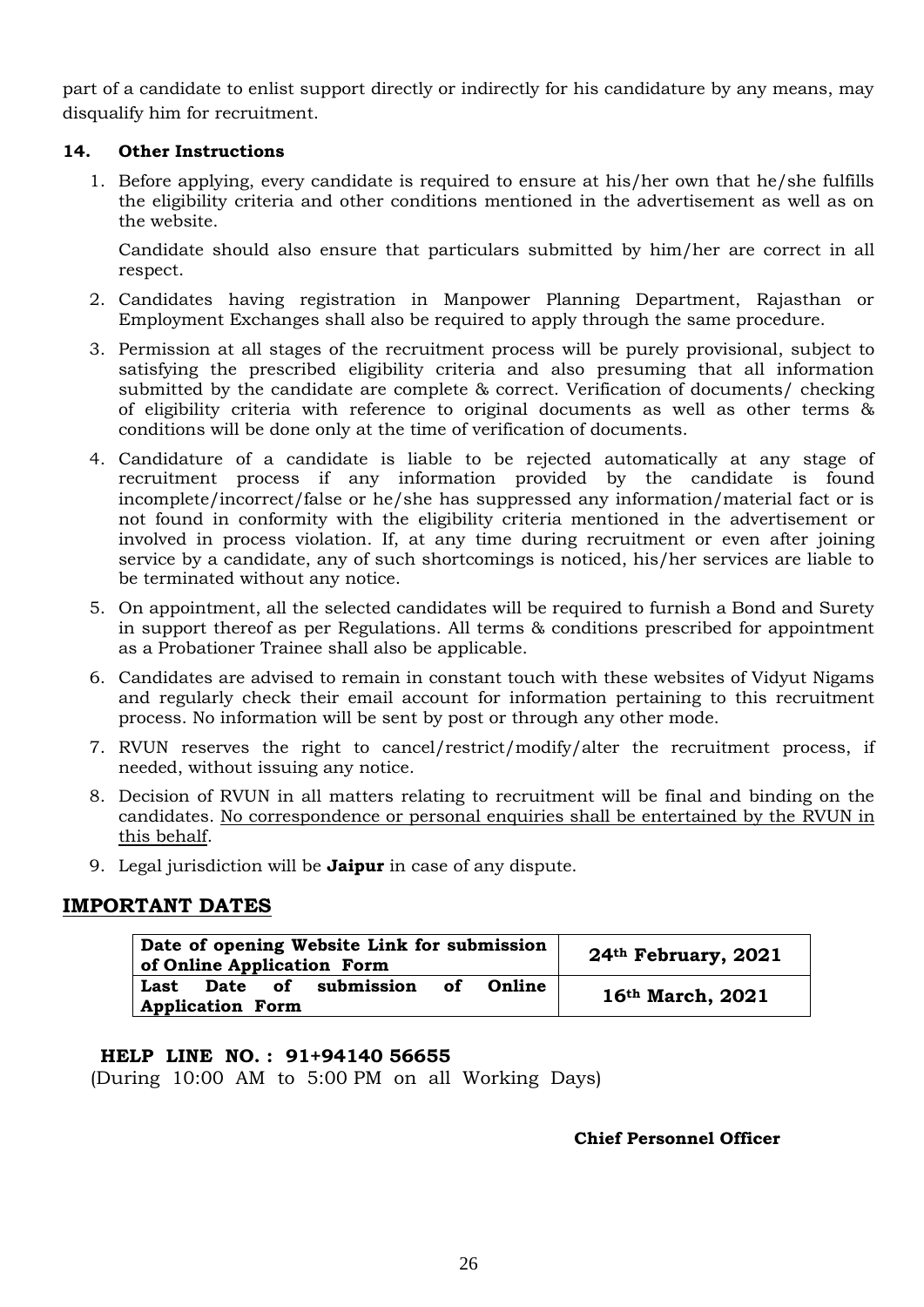part of a candidate to enlist support directly or indirectly for his candidature by any means, may disqualify him for recruitment.

**14. Other Instructions**

1. Before applying, every candidate is required to ensure at his/her own that he/she fulfills the eligibility criteria and other conditions mentioned in the advertisement as well as on the website.

   Candidate should also ensure that particulars submitted by him/her are correct in all respect.

2. Candidates having registration in Manpower Planning Department, Rajasthan or Employment Exchanges shall also be required to apply through the same procedure.

3. Permission at all stages of the recruitment process will be purely provisional, subject to satisfying the prescribed eligibility criteria and also presuming that all information submitted by the candidate are complete & correct. Verification of documents/ checking of eligibility criteria with reference to original documents as well as other terms & conditions will be done only at the time of verification of documents.

4. Candidature of a candidate is liable to be rejected automatically at any stage of recruitment process if any information provided by the candidate is found incomplete/incorrect/false or he/she has suppressed any information/material fact or is not found in conformity with the eligibility criteria mentioned in the advertisement or involved in process violation. If, at any time during recruitment or even after joining service by a candidate, any of such shortcomings is noticed, his/her services are liable to be terminated without any notice.

5. On appointment, all the selected candidates will be required to furnish a Bond and Surety in support thereof as per Regulations. All terms & conditions prescribed for appointment as a Probationer Trainee shall also be applicable.

6. Candidates are advised to remain in constant touch with these websites of Vidyut Nigams and regularly check their email account for information pertaining to this recruitment process. No information will be sent by post or through any other mode.

7. RVUN reserves the right to cancel/restrict/modify/alter the recruitment process, if needed, without issuing any notice.

8. Decision of RVUN in all matters relating to recruitment will be final and binding on the candidates. No correspondence or personal enquiries shall be entertained by the RVUN in this behalf.

9. Legal jurisdiction will be **Jaipur** in case of any dispute.

## IMPORTANT DATES

| | |
|---|---|
| **Date of opening Website Link for submission of Online Application Form** | **24th February, 2021** |
| **Last Date of submission of Online Application Form** | **16th March, 2021** |

**HELP LINE NO. : 91+94140 56655**

(During 10:00 AM to 5:00 PM on all Working Days)

**Chief Personnel Officer**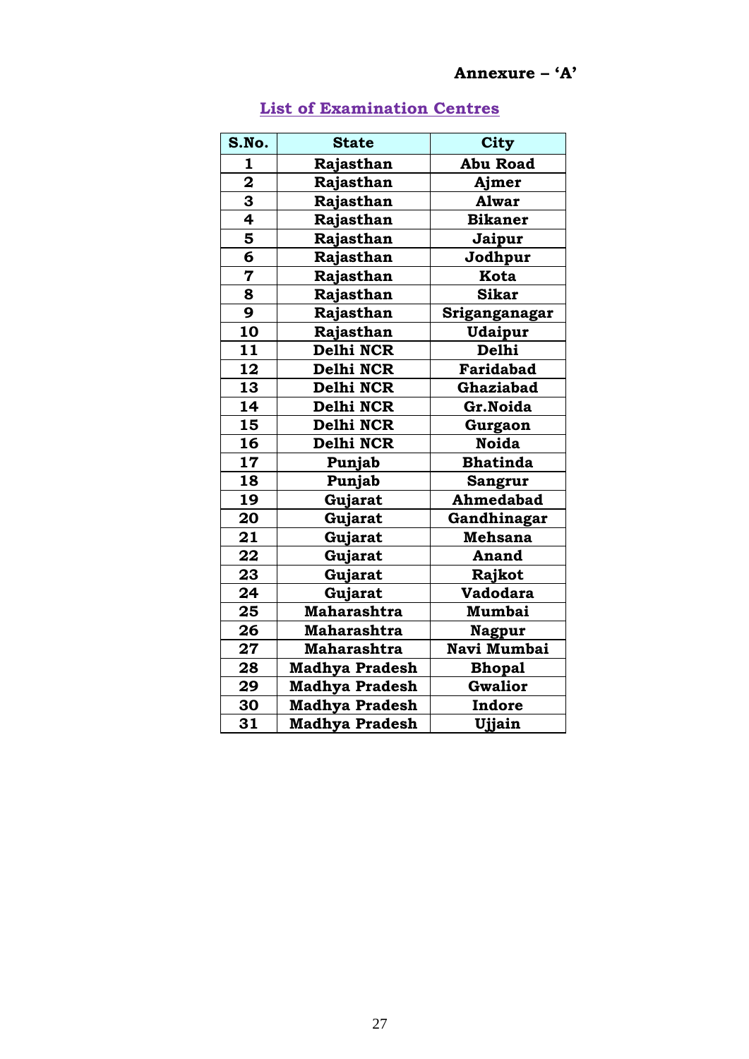**Annexure – 'A'**

## List of Examination Centres

| S.No. | State | City |
|---|---|---|
| 1 | Rajasthan | Abu Road |
| 2 | Rajasthan | Ajmer |
| 3 | Rajasthan | Alwar |
| 4 | Rajasthan | Bikaner |
| 5 | Rajasthan | Jaipur |
| 6 | Rajasthan | Jodhpur |
| 7 | Rajasthan | Kota |
| 8 | Rajasthan | Sikar |
| 9 | Rajasthan | Sriganganagar |
| 10 | Rajasthan | Udaipur |
| 11 | Delhi NCR | Delhi |
| 12 | Delhi NCR | Faridabad |
| 13 | Delhi NCR | Ghaziabad |
| 14 | Delhi NCR | Gr.Noida |
| 15 | Delhi NCR | Gurgaon |
| 16 | Delhi NCR | Noida |
| 17 | Punjab | Bhatinda |
| 18 | Punjab | Sangrur |
| 19 | Gujarat | Ahmedabad |
| 20 | Gujarat | Gandhinagar |
| 21 | Gujarat | Mehsana |
| 22 | Gujarat | Anand |
| 23 | Gujarat | Rajkot |
| 24 | Gujarat | Vadodara |
| 25 | Maharashtra | Mumbai |
| 26 | Maharashtra | Nagpur |
| 27 | Maharashtra | Navi Mumbai |
| 28 | Madhya Pradesh | Bhopal |
| 29 | Madhya Pradesh | Gwalior |
| 30 | Madhya Pradesh | Indore |
| 31 | Madhya Pradesh | Ujjain |